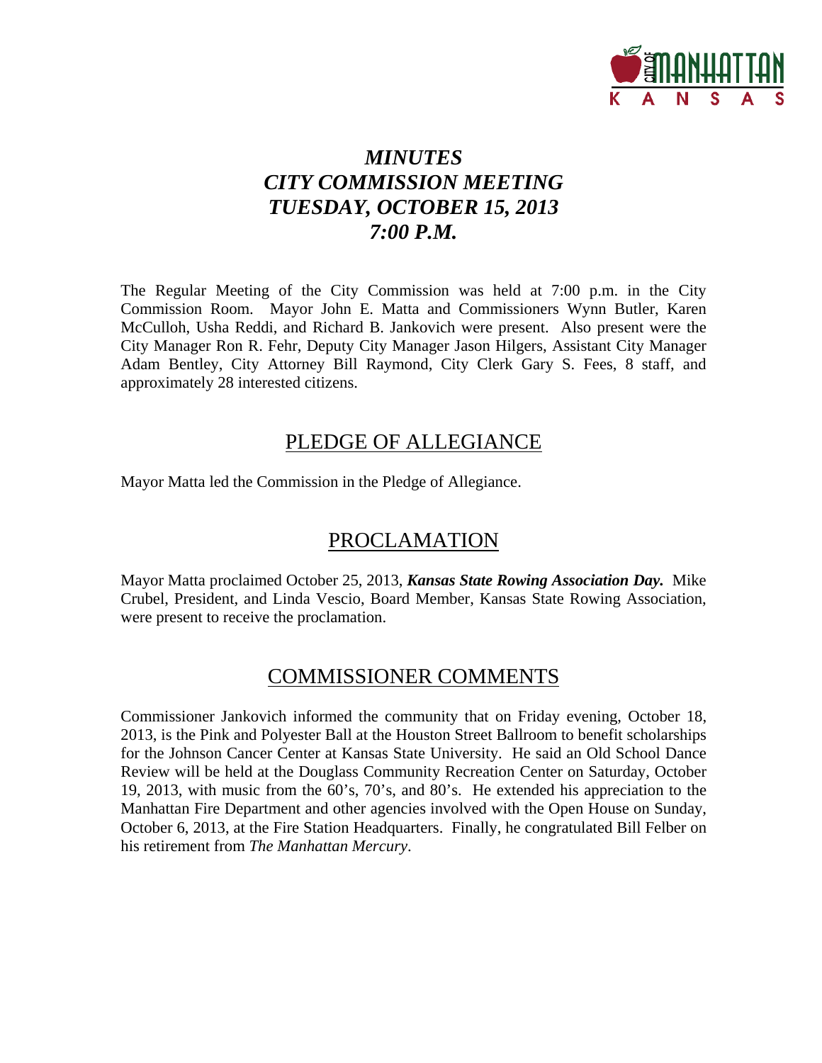# *MINUTES*
# *CITY COMMISSION MEETING*
# *TUESDAY, OCTOBER 15, 2013*
# *7:00 P.M.*

The Regular Meeting of the City Commission was held at 7:00 p.m. in the City Commission Room. Mayor John E. Matta and Commissioners Wynn Butler, Karen McCulloh, Usha Reddi, and Richard B. Jankovich were present. Also present were the City Manager Ron R. Fehr, Deputy City Manager Jason Hilgers, Assistant City Manager Adam Bentley, City Attorney Bill Raymond, City Clerk Gary S. Fees, 8 staff, and approximately 28 interested citizens.

## PLEDGE OF ALLEGIANCE

Mayor Matta led the Commission in the Pledge of Allegiance.

## PROCLAMATION

Mayor Matta proclaimed October 25, 2013, ***Kansas State Rowing Association Day.*** Mike Crubel, President, and Linda Vescio, Board Member, Kansas State Rowing Association, were present to receive the proclamation.

## COMMISSIONER COMMENTS

Commissioner Jankovich informed the community that on Friday evening, October 18, 2013, is the Pink and Polyester Ball at the Houston Street Ballroom to benefit scholarships for the Johnson Cancer Center at Kansas State University. He said an Old School Dance Review will be held at the Douglass Community Recreation Center on Saturday, October 19, 2013, with music from the 60's, 70's, and 80's. He extended his appreciation to the Manhattan Fire Department and other agencies involved with the Open House on Sunday, October 6, 2013, at the Fire Station Headquarters. Finally, he congratulated Bill Felber on his retirement from *The Manhattan Mercury*.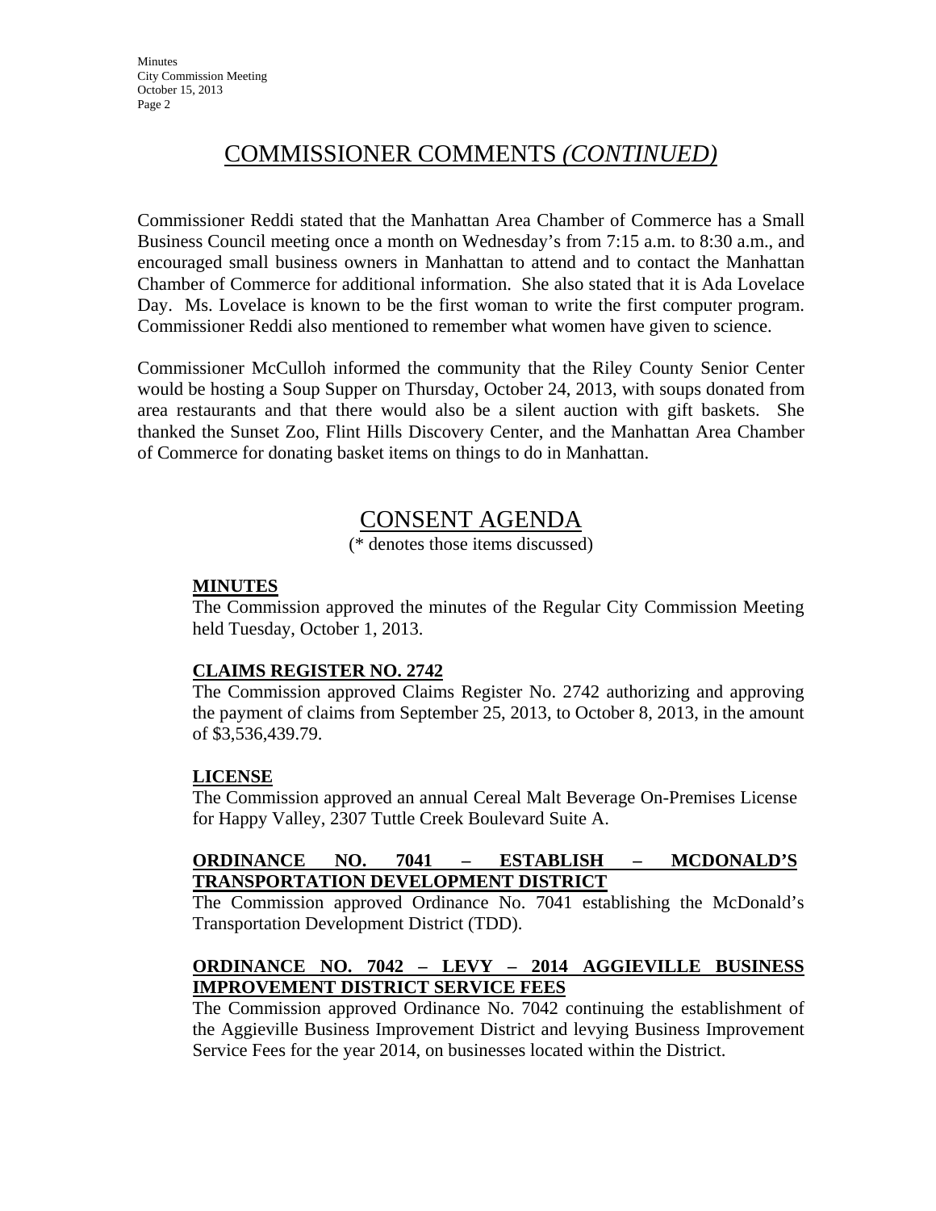# COMMISSIONER COMMENTS *(CONTINUED)*

Commissioner Reddi stated that the Manhattan Area Chamber of Commerce has a Small Business Council meeting once a month on Wednesday's from 7:15 a.m. to 8:30 a.m., and encouraged small business owners in Manhattan to attend and to contact the Manhattan Chamber of Commerce for additional information. She also stated that it is Ada Lovelace Day. Ms. Lovelace is known to be the first woman to write the first computer program. Commissioner Reddi also mentioned to remember what women have given to science.

Commissioner McCulloh informed the community that the Riley County Senior Center would be hosting a Soup Supper on Thursday, October 24, 2013, with soups donated from area restaurants and that there would also be a silent auction with gift baskets. She thanked the Sunset Zoo, Flint Hills Discovery Center, and the Manhattan Area Chamber of Commerce for donating basket items on things to do in Manhattan.

# CONSENT AGENDA

(* denotes those items discussed)

**MINUTES**

The Commission approved the minutes of the Regular City Commission Meeting held Tuesday, October 1, 2013.

**CLAIMS REGISTER NO. 2742**

The Commission approved Claims Register No. 2742 authorizing and approving the payment of claims from September 25, 2013, to October 8, 2013, in the amount of $3,536,439.79.

**LICENSE**

The Commission approved an annual Cereal Malt Beverage On-Premises License for Happy Valley, 2307 Tuttle Creek Boulevard Suite A.

**ORDINANCE NO. 7041 – ESTABLISH – MCDONALD'S TRANSPORTATION DEVELOPMENT DISTRICT**

The Commission approved Ordinance No. 7041 establishing the McDonald's Transportation Development District (TDD).

**ORDINANCE NO. 7042 – LEVY – 2014 AGGIEVILLE BUSINESS IMPROVEMENT DISTRICT SERVICE FEES**

The Commission approved Ordinance No. 7042 continuing the establishment of the Aggieville Business Improvement District and levying Business Improvement Service Fees for the year 2014, on businesses located within the District.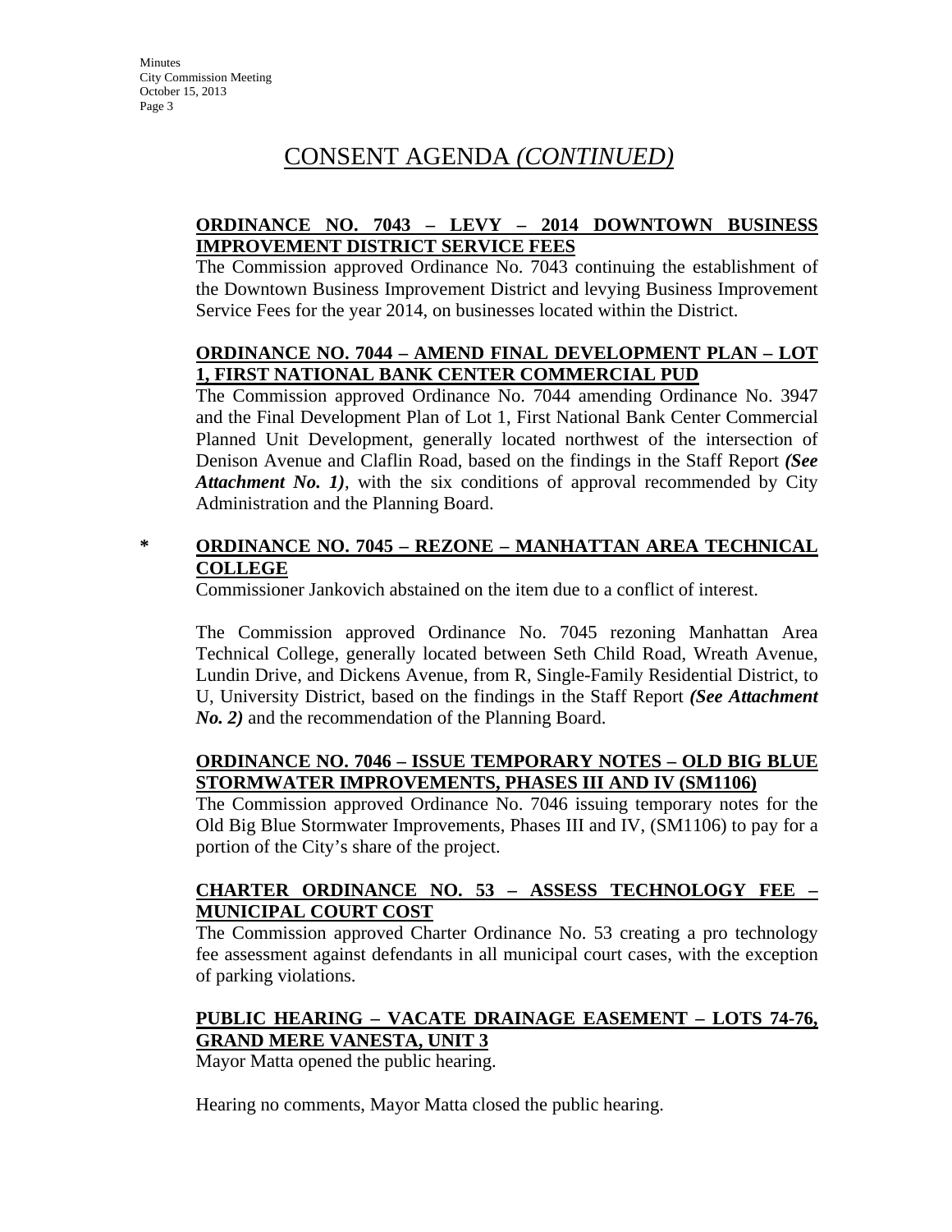# CONSENT AGENDA *(CONTINUED)*

**ORDINANCE NO. 7043 – LEVY – 2014 DOWNTOWN BUSINESS IMPROVEMENT DISTRICT SERVICE FEES**

The Commission approved Ordinance No. 7043 continuing the establishment of the Downtown Business Improvement District and levying Business Improvement Service Fees for the year 2014, on businesses located within the District.

**ORDINANCE NO. 7044 – AMEND FINAL DEVELOPMENT PLAN – LOT 1, FIRST NATIONAL BANK CENTER COMMERCIAL PUD**

The Commission approved Ordinance No. 7044 amending Ordinance No. 3947 and the Final Development Plan of Lot 1, First National Bank Center Commercial Planned Unit Development, generally located northwest of the intersection of Denison Avenue and Claflin Road, based on the findings in the Staff Report ***(See Attachment No. 1)***, with the six conditions of approval recommended by City Administration and the Planning Board.

\* **ORDINANCE NO. 7045 – REZONE – MANHATTAN AREA TECHNICAL COLLEGE**

Commissioner Jankovich abstained on the item due to a conflict of interest.

The Commission approved Ordinance No. 7045 rezoning Manhattan Area Technical College, generally located between Seth Child Road, Wreath Avenue, Lundin Drive, and Dickens Avenue, from R, Single-Family Residential District, to U, University District, based on the findings in the Staff Report ***(See Attachment No. 2)*** and the recommendation of the Planning Board.

**ORDINANCE NO. 7046 – ISSUE TEMPORARY NOTES – OLD BIG BLUE STORMWATER IMPROVEMENTS, PHASES III AND IV (SM1106)**

The Commission approved Ordinance No. 7046 issuing temporary notes for the Old Big Blue Stormwater Improvements, Phases III and IV, (SM1106) to pay for a portion of the City's share of the project.

**CHARTER ORDINANCE NO. 53 – ASSESS TECHNOLOGY FEE – MUNICIPAL COURT COST**

The Commission approved Charter Ordinance No. 53 creating a pro technology fee assessment against defendants in all municipal court cases, with the exception of parking violations.

**PUBLIC HEARING – VACATE DRAINAGE EASEMENT – LOTS 74-76, GRAND MERE VANESTA, UNIT 3**

Mayor Matta opened the public hearing.

Hearing no comments, Mayor Matta closed the public hearing.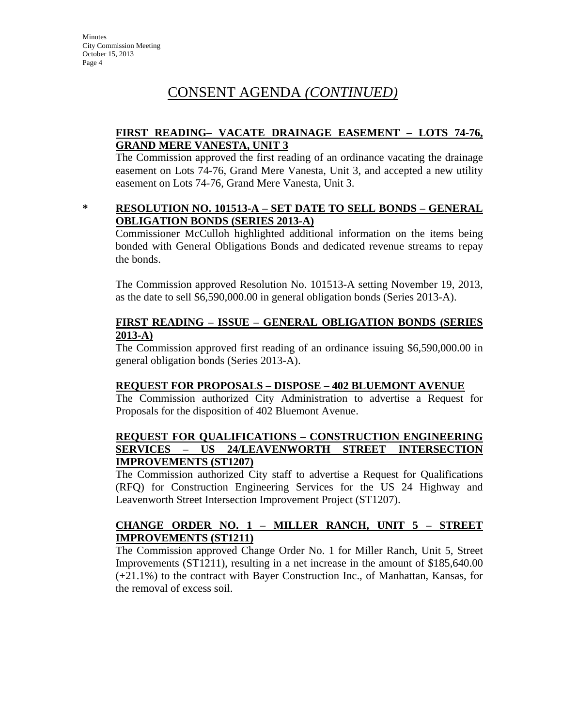# CONSENT AGENDA *(CONTINUED)*

**FIRST READING– VACATE DRAINAGE EASEMENT – LOTS 74-76, GRAND MERE VANESTA, UNIT 3**

The Commission approved the first reading of an ordinance vacating the drainage easement on Lots 74-76, Grand Mere Vanesta, Unit 3, and accepted a new utility easement on Lots 74-76, Grand Mere Vanesta, Unit 3.

\* **RESOLUTION NO. 101513-A – SET DATE TO SELL BONDS – GENERAL OBLIGATION BONDS (SERIES 2013-A)**

Commissioner McCulloh highlighted additional information on the items being bonded with General Obligations Bonds and dedicated revenue streams to repay the bonds.

The Commission approved Resolution No. 101513-A setting November 19, 2013, as the date to sell $6,590,000.00 in general obligation bonds (Series 2013-A).

**FIRST READING – ISSUE – GENERAL OBLIGATION BONDS (SERIES 2013-A)**

The Commission approved first reading of an ordinance issuing $6,590,000.00 in general obligation bonds (Series 2013-A).

**REQUEST FOR PROPOSALS – DISPOSE – 402 BLUEMONT AVENUE**

The Commission authorized City Administration to advertise a Request for Proposals for the disposition of 402 Bluemont Avenue.

**REQUEST FOR QUALIFICATIONS – CONSTRUCTION ENGINEERING SERVICES – US 24/LEAVENWORTH STREET INTERSECTION IMPROVEMENTS (ST1207)**

The Commission authorized City staff to advertise a Request for Qualifications (RFQ) for Construction Engineering Services for the US 24 Highway and Leavenworth Street Intersection Improvement Project (ST1207).

**CHANGE ORDER NO. 1 – MILLER RANCH, UNIT 5 – STREET IMPROVEMENTS (ST1211)**

The Commission approved Change Order No. 1 for Miller Ranch, Unit 5, Street Improvements (ST1211), resulting in a net increase in the amount of $185,640.00 (+21.1%) to the contract with Bayer Construction Inc., of Manhattan, Kansas, for the removal of excess soil.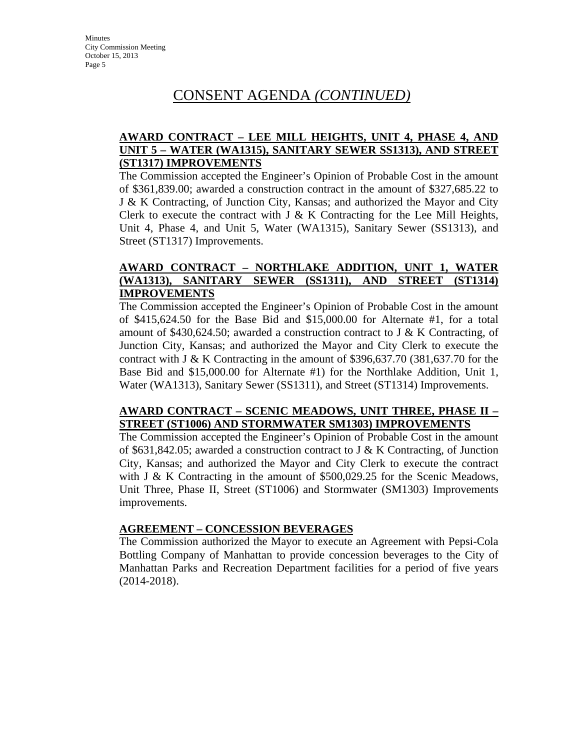# CONSENT AGENDA *(CONTINUED)*

**AWARD CONTRACT – LEE MILL HEIGHTS, UNIT 4, PHASE 4, AND UNIT 5 – WATER (WA1315), SANITARY SEWER SS1313), AND STREET (ST1317) IMPROVEMENTS**

The Commission accepted the Engineer's Opinion of Probable Cost in the amount of $361,839.00; awarded a construction contract in the amount of $327,685.22 to J & K Contracting, of Junction City, Kansas; and authorized the Mayor and City Clerk to execute the contract with J & K Contracting for the Lee Mill Heights, Unit 4, Phase 4, and Unit 5, Water (WA1315), Sanitary Sewer (SS1313), and Street (ST1317) Improvements.

**AWARD CONTRACT – NORTHLAKE ADDITION, UNIT 1, WATER (WA1313), SANITARY SEWER (SS1311), AND STREET (ST1314) IMPROVEMENTS**

The Commission accepted the Engineer's Opinion of Probable Cost in the amount of $415,624.50 for the Base Bid and $15,000.00 for Alternate #1, for a total amount of $430,624.50; awarded a construction contract to J & K Contracting, of Junction City, Kansas; and authorized the Mayor and City Clerk to execute the contract with J & K Contracting in the amount of $396,637.70 (381,637.70 for the Base Bid and $15,000.00 for Alternate #1) for the Northlake Addition, Unit 1, Water (WA1313), Sanitary Sewer (SS1311), and Street (ST1314) Improvements.

**AWARD CONTRACT – SCENIC MEADOWS, UNIT THREE, PHASE II – STREET (ST1006) AND STORMWATER SM1303) IMPROVEMENTS**

The Commission accepted the Engineer's Opinion of Probable Cost in the amount of $631,842.05; awarded a construction contract to J & K Contracting, of Junction City, Kansas; and authorized the Mayor and City Clerk to execute the contract with J & K Contracting in the amount of $500,029.25 for the Scenic Meadows, Unit Three, Phase II, Street (ST1006) and Stormwater (SM1303) Improvements improvements.

**AGREEMENT – CONCESSION BEVERAGES**

The Commission authorized the Mayor to execute an Agreement with Pepsi-Cola Bottling Company of Manhattan to provide concession beverages to the City of Manhattan Parks and Recreation Department facilities for a period of five years (2014-2018).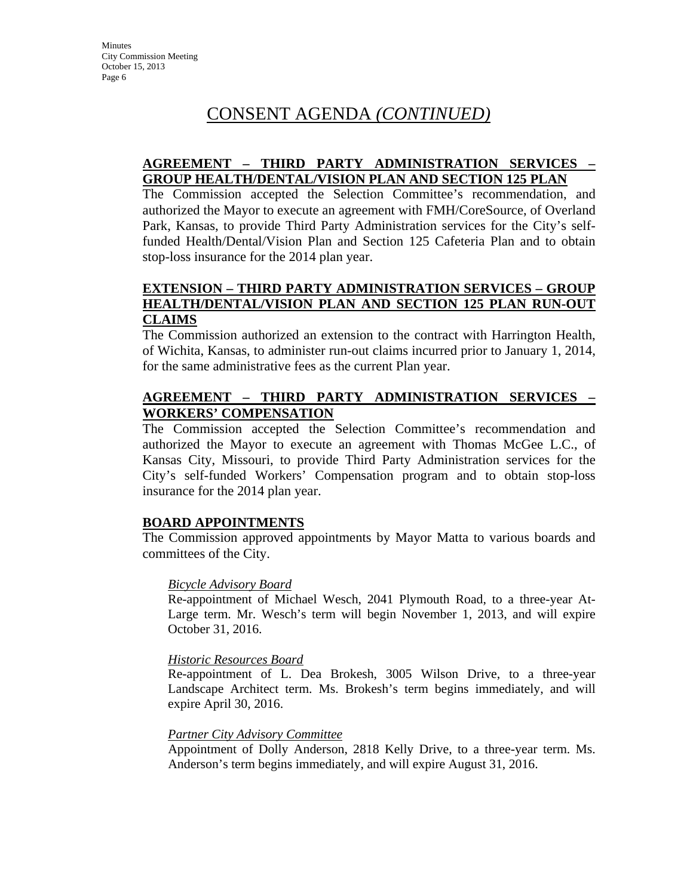# CONSENT AGENDA *(CONTINUED)*

**AGREEMENT – THIRD PARTY ADMINISTRATION SERVICES – GROUP HEALTH/DENTAL/VISION PLAN AND SECTION 125 PLAN**

The Commission accepted the Selection Committee's recommendation, and authorized the Mayor to execute an agreement with FMH/CoreSource, of Overland Park, Kansas, to provide Third Party Administration services for the City's self-funded Health/Dental/Vision Plan and Section 125 Cafeteria Plan and to obtain stop-loss insurance for the 2014 plan year.

**EXTENSION – THIRD PARTY ADMINISTRATION SERVICES – GROUP HEALTH/DENTAL/VISION PLAN AND SECTION 125 PLAN RUN-OUT CLAIMS**

The Commission authorized an extension to the contract with Harrington Health, of Wichita, Kansas, to administer run-out claims incurred prior to January 1, 2014, for the same administrative fees as the current Plan year.

**AGREEMENT – THIRD PARTY ADMINISTRATION SERVICES – WORKERS' COMPENSATION**

The Commission accepted the Selection Committee's recommendation and authorized the Mayor to execute an agreement with Thomas McGee L.C., of Kansas City, Missouri, to provide Third Party Administration services for the City's self-funded Workers' Compensation program and to obtain stop-loss insurance for the 2014 plan year.

**BOARD APPOINTMENTS**

The Commission approved appointments by Mayor Matta to various boards and committees of the City.

*Bicycle Advisory Board*

Re-appointment of Michael Wesch, 2041 Plymouth Road, to a three-year At-Large term. Mr. Wesch's term will begin November 1, 2013, and will expire October 31, 2016.

*Historic Resources Board*

Re-appointment of L. Dea Brokesh, 3005 Wilson Drive, to a three-year Landscape Architect term. Ms. Brokesh's term begins immediately, and will expire April 30, 2016.

*Partner City Advisory Committee*

Appointment of Dolly Anderson, 2818 Kelly Drive, to a three-year term. Ms. Anderson's term begins immediately, and will expire August 31, 2016.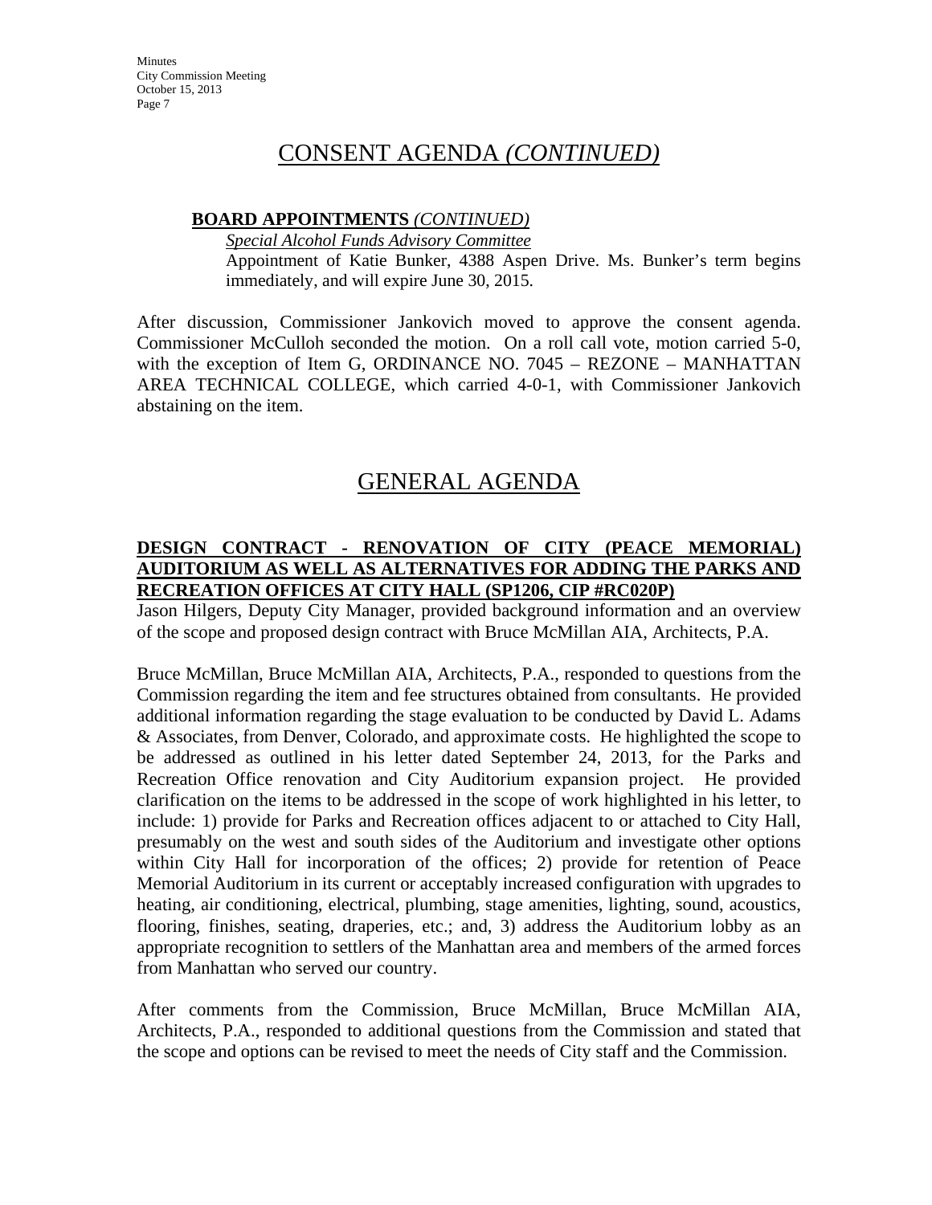# CONSENT AGENDA *(CONTINUED)*

**BOARD APPOINTMENTS** *(CONTINUED)*

*Special Alcohol Funds Advisory Committee*

Appointment of Katie Bunker, 4388 Aspen Drive. Ms. Bunker's term begins immediately, and will expire June 30, 2015.

After discussion, Commissioner Jankovich moved to approve the consent agenda. Commissioner McCulloh seconded the motion. On a roll call vote, motion carried 5-0, with the exception of Item G, ORDINANCE NO. 7045 – REZONE – MANHATTAN AREA TECHNICAL COLLEGE, which carried 4-0-1, with Commissioner Jankovich abstaining on the item.

# GENERAL AGENDA

**DESIGN CONTRACT - RENOVATION OF CITY (PEACE MEMORIAL) AUDITORIUM AS WELL AS ALTERNATIVES FOR ADDING THE PARKS AND RECREATION OFFICES AT CITY HALL (SP1206, CIP #RC020P)**

Jason Hilgers, Deputy City Manager, provided background information and an overview of the scope and proposed design contract with Bruce McMillan AIA, Architects, P.A.

Bruce McMillan, Bruce McMillan AIA, Architects, P.A., responded to questions from the Commission regarding the item and fee structures obtained from consultants. He provided additional information regarding the stage evaluation to be conducted by David L. Adams & Associates, from Denver, Colorado, and approximate costs. He highlighted the scope to be addressed as outlined in his letter dated September 24, 2013, for the Parks and Recreation Office renovation and City Auditorium expansion project. He provided clarification on the items to be addressed in the scope of work highlighted in his letter, to include: 1) provide for Parks and Recreation offices adjacent to or attached to City Hall, presumably on the west and south sides of the Auditorium and investigate other options within City Hall for incorporation of the offices; 2) provide for retention of Peace Memorial Auditorium in its current or acceptably increased configuration with upgrades to heating, air conditioning, electrical, plumbing, stage amenities, lighting, sound, acoustics, flooring, finishes, seating, draperies, etc.; and, 3) address the Auditorium lobby as an appropriate recognition to settlers of the Manhattan area and members of the armed forces from Manhattan who served our country.

After comments from the Commission, Bruce McMillan, Bruce McMillan AIA, Architects, P.A., responded to additional questions from the Commission and stated that the scope and options can be revised to meet the needs of City staff and the Commission.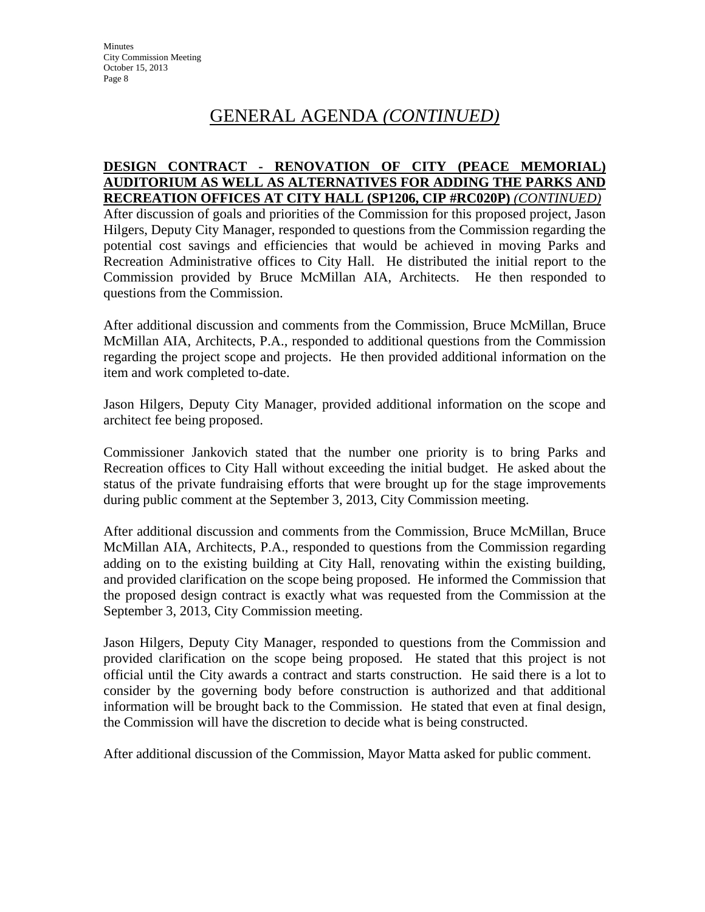# GENERAL AGENDA *(CONTINUED)*

**DESIGN CONTRACT - RENOVATION OF CITY (PEACE MEMORIAL) AUDITORIUM AS WELL AS ALTERNATIVES FOR ADDING THE PARKS AND RECREATION OFFICES AT CITY HALL (SP1206, CIP #RC020P)** *(CONTINUED)*

After discussion of goals and priorities of the Commission for this proposed project, Jason Hilgers, Deputy City Manager, responded to questions from the Commission regarding the potential cost savings and efficiencies that would be achieved in moving Parks and Recreation Administrative offices to City Hall. He distributed the initial report to the Commission provided by Bruce McMillan AIA, Architects. He then responded to questions from the Commission.

After additional discussion and comments from the Commission, Bruce McMillan, Bruce McMillan AIA, Architects, P.A., responded to additional questions from the Commission regarding the project scope and projects. He then provided additional information on the item and work completed to-date.

Jason Hilgers, Deputy City Manager, provided additional information on the scope and architect fee being proposed.

Commissioner Jankovich stated that the number one priority is to bring Parks and Recreation offices to City Hall without exceeding the initial budget. He asked about the status of the private fundraising efforts that were brought up for the stage improvements during public comment at the September 3, 2013, City Commission meeting.

After additional discussion and comments from the Commission, Bruce McMillan, Bruce McMillan AIA, Architects, P.A., responded to questions from the Commission regarding adding on to the existing building at City Hall, renovating within the existing building, and provided clarification on the scope being proposed. He informed the Commission that the proposed design contract is exactly what was requested from the Commission at the September 3, 2013, City Commission meeting.

Jason Hilgers, Deputy City Manager, responded to questions from the Commission and provided clarification on the scope being proposed. He stated that this project is not official until the City awards a contract and starts construction. He said there is a lot to consider by the governing body before construction is authorized and that additional information will be brought back to the Commission. He stated that even at final design, the Commission will have the discretion to decide what is being constructed.

After additional discussion of the Commission, Mayor Matta asked for public comment.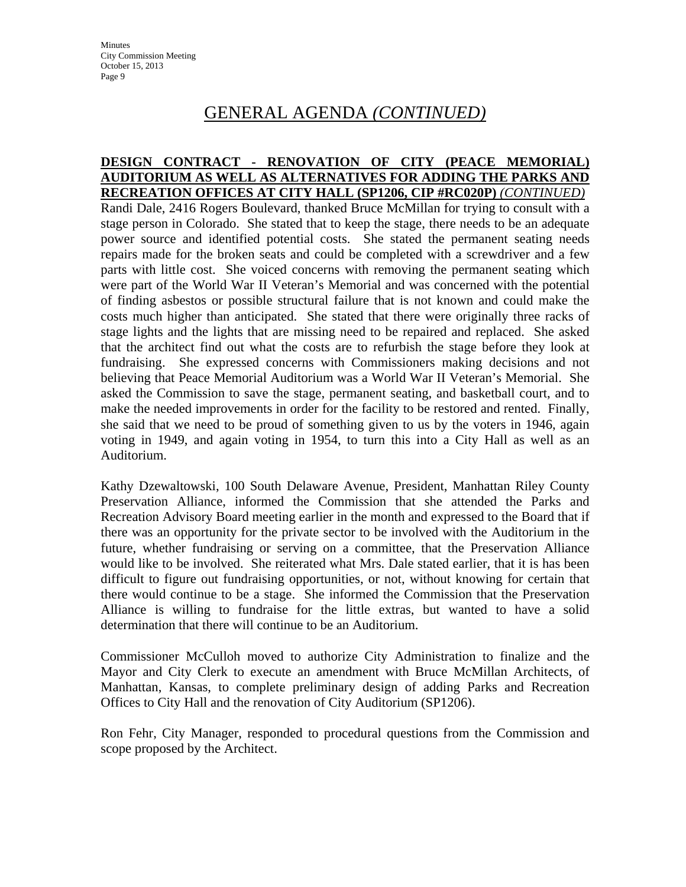# GENERAL AGENDA *(CONTINUED)*

**DESIGN CONTRACT - RENOVATION OF CITY (PEACE MEMORIAL) AUDITORIUM AS WELL AS ALTERNATIVES FOR ADDING THE PARKS AND RECREATION OFFICES AT CITY HALL (SP1206, CIP #RC020P)** *(CONTINUED)*

Randi Dale, 2416 Rogers Boulevard, thanked Bruce McMillan for trying to consult with a stage person in Colorado. She stated that to keep the stage, there needs to be an adequate power source and identified potential costs. She stated the permanent seating needs repairs made for the broken seats and could be completed with a screwdriver and a few parts with little cost. She voiced concerns with removing the permanent seating which were part of the World War II Veteran's Memorial and was concerned with the potential of finding asbestos or possible structural failure that is not known and could make the costs much higher than anticipated. She stated that there were originally three racks of stage lights and the lights that are missing need to be repaired and replaced. She asked that the architect find out what the costs are to refurbish the stage before they look at fundraising. She expressed concerns with Commissioners making decisions and not believing that Peace Memorial Auditorium was a World War II Veteran's Memorial. She asked the Commission to save the stage, permanent seating, and basketball court, and to make the needed improvements in order for the facility to be restored and rented. Finally, she said that we need to be proud of something given to us by the voters in 1946, again voting in 1949, and again voting in 1954, to turn this into a City Hall as well as an Auditorium.

Kathy Dzewaltowski, 100 South Delaware Avenue, President, Manhattan Riley County Preservation Alliance, informed the Commission that she attended the Parks and Recreation Advisory Board meeting earlier in the month and expressed to the Board that if there was an opportunity for the private sector to be involved with the Auditorium in the future, whether fundraising or serving on a committee, that the Preservation Alliance would like to be involved. She reiterated what Mrs. Dale stated earlier, that it is has been difficult to figure out fundraising opportunities, or not, without knowing for certain that there would continue to be a stage. She informed the Commission that the Preservation Alliance is willing to fundraise for the little extras, but wanted to have a solid determination that there will continue to be an Auditorium.

Commissioner McCulloh moved to authorize City Administration to finalize and the Mayor and City Clerk to execute an amendment with Bruce McMillan Architects, of Manhattan, Kansas, to complete preliminary design of adding Parks and Recreation Offices to City Hall and the renovation of City Auditorium (SP1206).

Ron Fehr, City Manager, responded to procedural questions from the Commission and scope proposed by the Architect.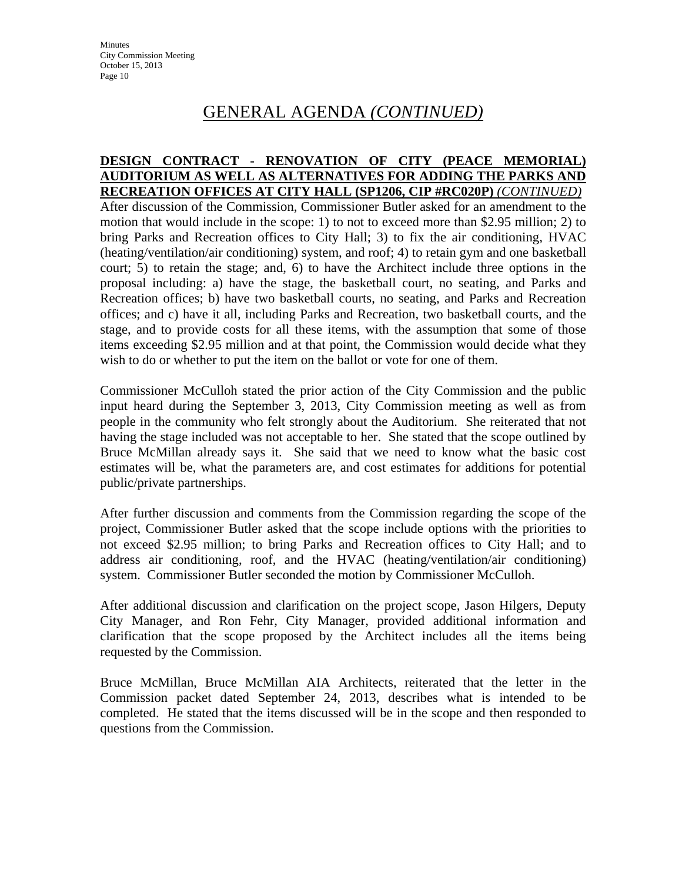# GENERAL AGENDA *(CONTINUED)*

**DESIGN CONTRACT - RENOVATION OF CITY (PEACE MEMORIAL) AUDITORIUM AS WELL AS ALTERNATIVES FOR ADDING THE PARKS AND RECREATION OFFICES AT CITY HALL (SP1206, CIP #RC020P)** *(CONTINUED)*

After discussion of the Commission, Commissioner Butler asked for an amendment to the motion that would include in the scope: 1) to not to exceed more than $2.95 million; 2) to bring Parks and Recreation offices to City Hall; 3) to fix the air conditioning, HVAC (heating/ventilation/air conditioning) system, and roof; 4) to retain gym and one basketball court; 5) to retain the stage; and, 6) to have the Architect include three options in the proposal including: a) have the stage, the basketball court, no seating, and Parks and Recreation offices; b) have two basketball courts, no seating, and Parks and Recreation offices; and c) have it all, including Parks and Recreation, two basketball courts, and the stage, and to provide costs for all these items, with the assumption that some of those items exceeding $2.95 million and at that point, the Commission would decide what they wish to do or whether to put the item on the ballot or vote for one of them.

Commissioner McCulloh stated the prior action of the City Commission and the public input heard during the September 3, 2013, City Commission meeting as well as from people in the community who felt strongly about the Auditorium. She reiterated that not having the stage included was not acceptable to her. She stated that the scope outlined by Bruce McMillan already says it. She said that we need to know what the basic cost estimates will be, what the parameters are, and cost estimates for additions for potential public/private partnerships.

After further discussion and comments from the Commission regarding the scope of the project, Commissioner Butler asked that the scope include options with the priorities to not exceed $2.95 million; to bring Parks and Recreation offices to City Hall; and to address air conditioning, roof, and the HVAC (heating/ventilation/air conditioning) system. Commissioner Butler seconded the motion by Commissioner McCulloh.

After additional discussion and clarification on the project scope, Jason Hilgers, Deputy City Manager, and Ron Fehr, City Manager, provided additional information and clarification that the scope proposed by the Architect includes all the items being requested by the Commission.

Bruce McMillan, Bruce McMillan AIA Architects, reiterated that the letter in the Commission packet dated September 24, 2013, describes what is intended to be completed. He stated that the items discussed will be in the scope and then responded to questions from the Commission.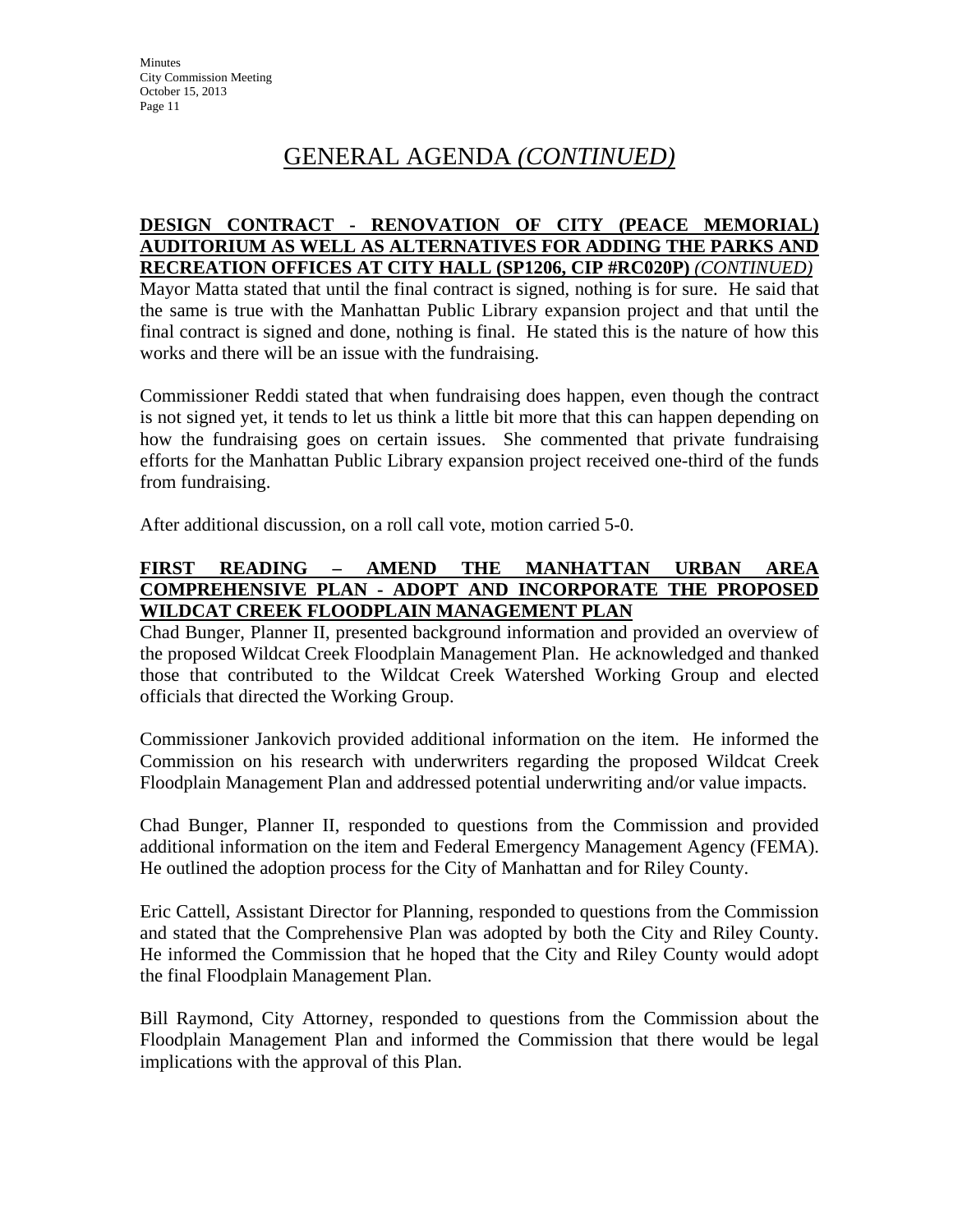# GENERAL AGENDA *(CONTINUED)*

**DESIGN CONTRACT - RENOVATION OF CITY (PEACE MEMORIAL) AUDITORIUM AS WELL AS ALTERNATIVES FOR ADDING THE PARKS AND RECREATION OFFICES AT CITY HALL (SP1206, CIP #RC020P)** *(CONTINUED)*

Mayor Matta stated that until the final contract is signed, nothing is for sure. He said that the same is true with the Manhattan Public Library expansion project and that until the final contract is signed and done, nothing is final. He stated this is the nature of how this works and there will be an issue with the fundraising.

Commissioner Reddi stated that when fundraising does happen, even though the contract is not signed yet, it tends to let us think a little bit more that this can happen depending on how the fundraising goes on certain issues. She commented that private fundraising efforts for the Manhattan Public Library expansion project received one-third of the funds from fundraising.

After additional discussion, on a roll call vote, motion carried 5-0.

**FIRST READING – AMEND THE MANHATTAN URBAN AREA COMPREHENSIVE PLAN - ADOPT AND INCORPORATE THE PROPOSED WILDCAT CREEK FLOODPLAIN MANAGEMENT PLAN**

Chad Bunger, Planner II, presented background information and provided an overview of the proposed Wildcat Creek Floodplain Management Plan. He acknowledged and thanked those that contributed to the Wildcat Creek Watershed Working Group and elected officials that directed the Working Group.

Commissioner Jankovich provided additional information on the item. He informed the Commission on his research with underwriters regarding the proposed Wildcat Creek Floodplain Management Plan and addressed potential underwriting and/or value impacts.

Chad Bunger, Planner II, responded to questions from the Commission and provided additional information on the item and Federal Emergency Management Agency (FEMA). He outlined the adoption process for the City of Manhattan and for Riley County.

Eric Cattell, Assistant Director for Planning, responded to questions from the Commission and stated that the Comprehensive Plan was adopted by both the City and Riley County. He informed the Commission that he hoped that the City and Riley County would adopt the final Floodplain Management Plan.

Bill Raymond, City Attorney, responded to questions from the Commission about the Floodplain Management Plan and informed the Commission that there would be legal implications with the approval of this Plan.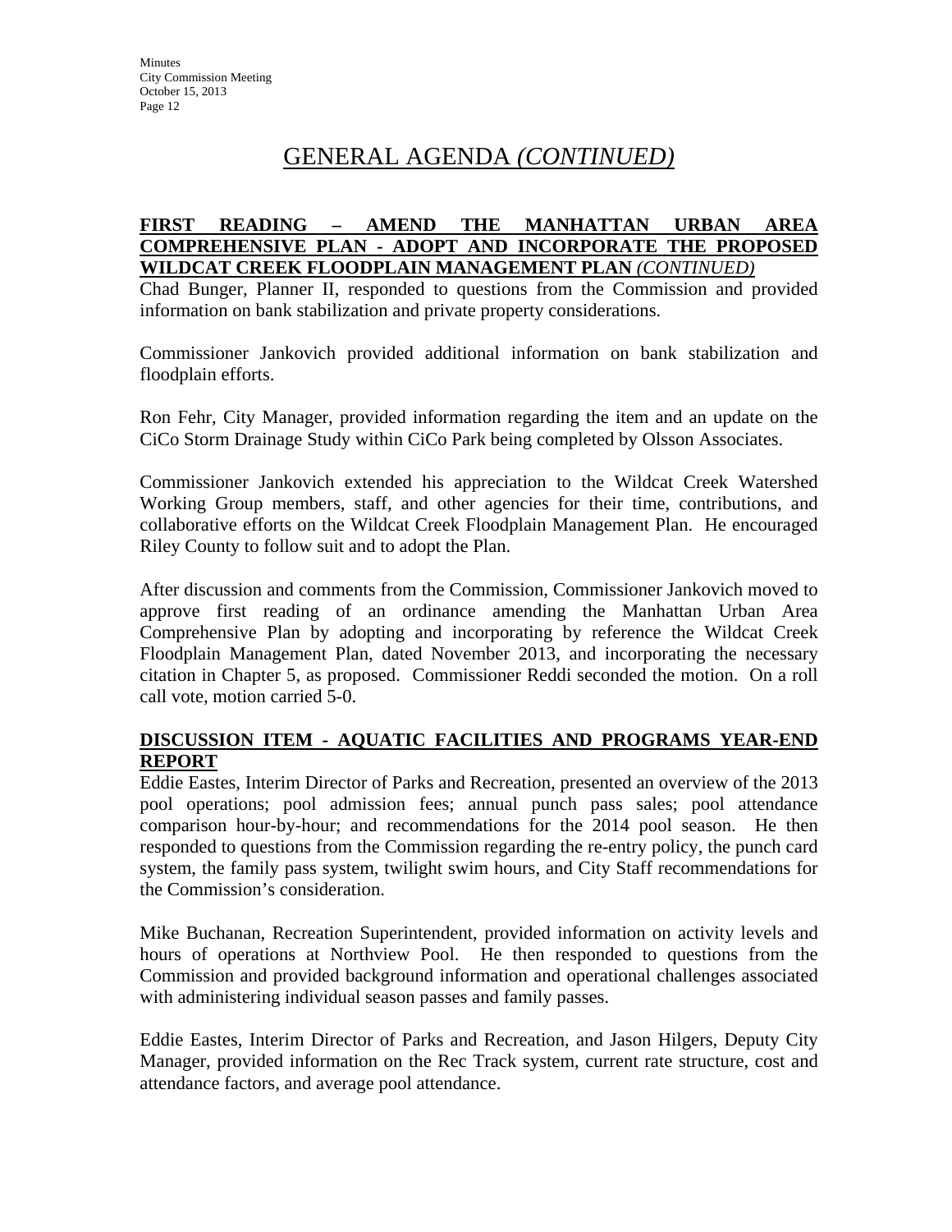## GENERAL AGENDA *(CONTINUED)*

**FIRST READING – AMEND THE MANHATTAN URBAN AREA COMPREHENSIVE PLAN - ADOPT AND INCORPORATE THE PROPOSED WILDCAT CREEK FLOODPLAIN MANAGEMENT PLAN** ***(CONTINUED)***

Chad Bunger, Planner II, responded to questions from the Commission and provided information on bank stabilization and private property considerations.

Commissioner Jankovich provided additional information on bank stabilization and floodplain efforts.

Ron Fehr, City Manager, provided information regarding the item and an update on the CiCo Storm Drainage Study within CiCo Park being completed by Olsson Associates.

Commissioner Jankovich extended his appreciation to the Wildcat Creek Watershed Working Group members, staff, and other agencies for their time, contributions, and collaborative efforts on the Wildcat Creek Floodplain Management Plan. He encouraged Riley County to follow suit and to adopt the Plan.

After discussion and comments from the Commission, Commissioner Jankovich moved to approve first reading of an ordinance amending the Manhattan Urban Area Comprehensive Plan by adopting and incorporating by reference the Wildcat Creek Floodplain Management Plan, dated November 2013, and incorporating the necessary citation in Chapter 5, as proposed. Commissioner Reddi seconded the motion. On a roll call vote, motion carried 5-0.

**DISCUSSION ITEM - AQUATIC FACILITIES AND PROGRAMS YEAR-END REPORT**

Eddie Eastes, Interim Director of Parks and Recreation, presented an overview of the 2013 pool operations; pool admission fees; annual punch pass sales; pool attendance comparison hour-by-hour; and recommendations for the 2014 pool season. He then responded to questions from the Commission regarding the re-entry policy, the punch card system, the family pass system, twilight swim hours, and City Staff recommendations for the Commission's consideration.

Mike Buchanan, Recreation Superintendent, provided information on activity levels and hours of operations at Northview Pool. He then responded to questions from the Commission and provided background information and operational challenges associated with administering individual season passes and family passes.

Eddie Eastes, Interim Director of Parks and Recreation, and Jason Hilgers, Deputy City Manager, provided information on the Rec Track system, current rate structure, cost and attendance factors, and average pool attendance.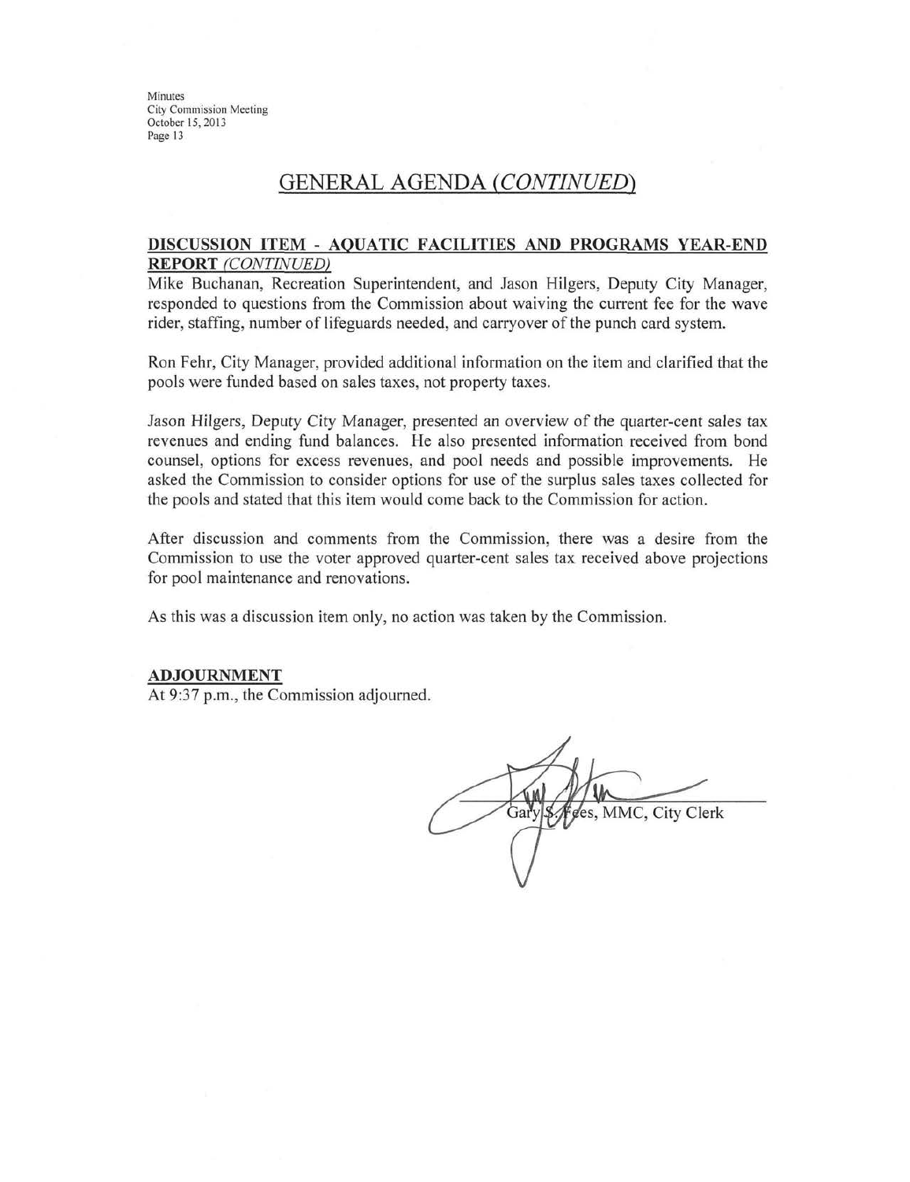## GENERAL AGENDA *(CONTINUED)*

**DISCUSSION ITEM - AQUATIC FACILITIES AND PROGRAMS YEAR-END REPORT** ***(CONTINUED)***

Mike Buchanan, Recreation Superintendent, and Jason Hilgers, Deputy City Manager, responded to questions from the Commission about waiving the current fee for the wave rider, staffing, number of lifeguards needed, and carryover of the punch card system.

Ron Fehr, City Manager, provided additional information on the item and clarified that the pools were funded based on sales taxes, not property taxes.

Jason Hilgers, Deputy City Manager, presented an overview of the quarter-cent sales tax revenues and ending fund balances. He also presented information received from bond counsel, options for excess revenues, and pool needs and possible improvements. He asked the Commission to consider options for use of the surplus sales taxes collected for the pools and stated that this item would come back to the Commission for action.

After discussion and comments from the Commission, there was a desire from the Commission to use the voter approved quarter-cent sales tax received above projections for pool maintenance and renovations.

As this was a discussion item only, no action was taken by the Commission.

**ADJOURNMENT**

At 9:37 p.m., the Commission adjourned.

Gary S. Fees, MMC, City Clerk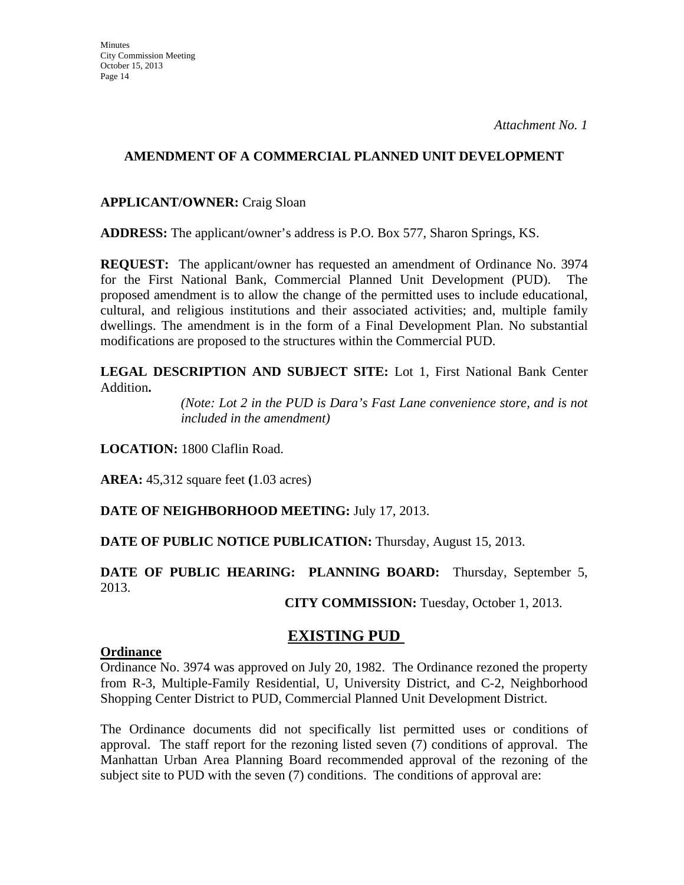*Attachment No. 1*

## AMENDMENT OF A COMMERCIAL PLANNED UNIT DEVELOPMENT

**APPLICANT/OWNER:** Craig Sloan

**ADDRESS:** The applicant/owner's address is P.O. Box 577, Sharon Springs, KS.

**REQUEST:** The applicant/owner has requested an amendment of Ordinance No. 3974 for the First National Bank, Commercial Planned Unit Development (PUD). The proposed amendment is to allow the change of the permitted uses to include educational, cultural, and religious institutions and their associated activities; and, multiple family dwellings. The amendment is in the form of a Final Development Plan. No substantial modifications are proposed to the structures within the Commercial PUD.

**LEGAL DESCRIPTION AND SUBJECT SITE:** Lot 1, First National Bank Center Addition**.**

*(Note: Lot 2 in the PUD is Dara's Fast Lane convenience store, and is not included in the amendment)*

**LOCATION:** 1800 Claflin Road.

**AREA:** 45,312 square feet **(**1.03 acres)

**DATE OF NEIGHBORHOOD MEETING:** July 17, 2013.

**DATE OF PUBLIC NOTICE PUBLICATION:** Thursday, August 15, 2013.

**DATE OF PUBLIC HEARING: PLANNING BOARD:** Thursday, September 5, 2013.

**CITY COMMISSION:** Tuesday, October 1, 2013.

## EXISTING PUD

**Ordinance**

Ordinance No. 3974 was approved on July 20, 1982. The Ordinance rezoned the property from R-3, Multiple-Family Residential, U, University District, and C-2, Neighborhood Shopping Center District to PUD, Commercial Planned Unit Development District.

The Ordinance documents did not specifically list permitted uses or conditions of approval. The staff report for the rezoning listed seven (7) conditions of approval. The Manhattan Urban Area Planning Board recommended approval of the rezoning of the subject site to PUD with the seven (7) conditions. The conditions of approval are: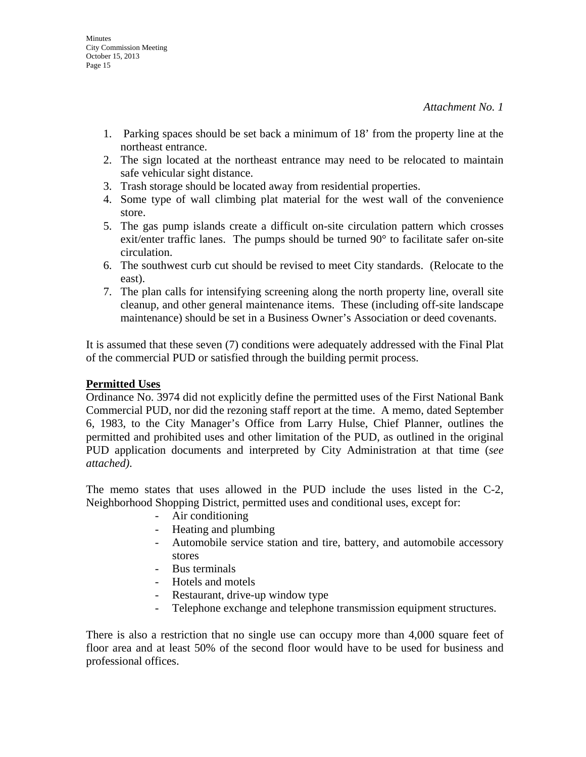*Attachment No. 1*

1. Parking spaces should be set back a minimum of 18' from the property line at the northeast entrance.
2. The sign located at the northeast entrance may need to be relocated to maintain safe vehicular sight distance.
3. Trash storage should be located away from residential properties.
4. Some type of wall climbing plat material for the west wall of the convenience store.
5. The gas pump islands create a difficult on-site circulation pattern which crosses exit/enter traffic lanes. The pumps should be turned 90° to facilitate safer on-site circulation.
6. The southwest curb cut should be revised to meet City standards. (Relocate to the east).
7. The plan calls for intensifying screening along the north property line, overall site cleanup, and other general maintenance items. These (including off-site landscape maintenance) should be set in a Business Owner's Association or deed covenants.

It is assumed that these seven (7) conditions were adequately addressed with the Final Plat of the commercial PUD or satisfied through the building permit process.

**Permitted Uses**

Ordinance No. 3974 did not explicitly define the permitted uses of the First National Bank Commercial PUD, nor did the rezoning staff report at the time. A memo, dated September 6, 1983, to the City Manager's Office from Larry Hulse, Chief Planner, outlines the permitted and prohibited uses and other limitation of the PUD, as outlined in the original PUD application documents and interpreted by City Administration at that time (*see attached).*

The memo states that uses allowed in the PUD include the uses listed in the C-2, Neighborhood Shopping District, permitted uses and conditional uses, except for:

- Air conditioning
- Heating and plumbing
- Automobile service station and tire, battery, and automobile accessory stores
- Bus terminals
- Hotels and motels
- Restaurant, drive-up window type
- Telephone exchange and telephone transmission equipment structures.

There is also a restriction that no single use can occupy more than 4,000 square feet of floor area and at least 50% of the second floor would have to be used for business and professional offices.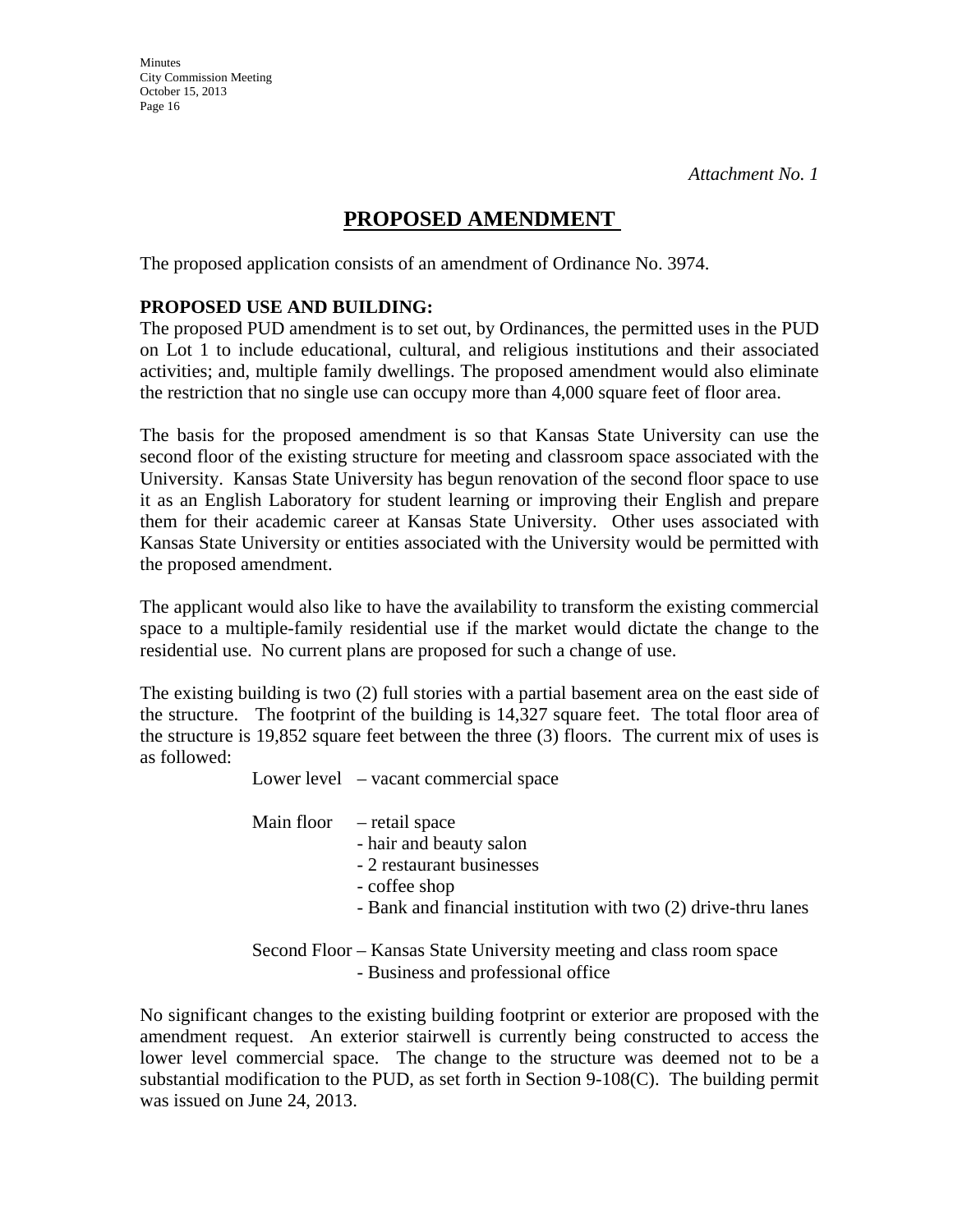*Attachment No. 1*

# PROPOSED AMENDMENT

The proposed application consists of an amendment of Ordinance No. 3974.

**PROPOSED USE AND BUILDING:**

The proposed PUD amendment is to set out, by Ordinances, the permitted uses in the PUD on Lot 1 to include educational, cultural, and religious institutions and their associated activities; and, multiple family dwellings. The proposed amendment would also eliminate the restriction that no single use can occupy more than 4,000 square feet of floor area.

The basis for the proposed amendment is so that Kansas State University can use the second floor of the existing structure for meeting and classroom space associated with the University. Kansas State University has begun renovation of the second floor space to use it as an English Laboratory for student learning or improving their English and prepare them for their academic career at Kansas State University. Other uses associated with Kansas State University or entities associated with the University would be permitted with the proposed amendment.

The applicant would also like to have the availability to transform the existing commercial space to a multiple-family residential use if the market would dictate the change to the residential use. No current plans are proposed for such a change of use.

The existing building is two (2) full stories with a partial basement area on the east side of the structure. The footprint of the building is 14,327 square feet. The total floor area of the structure is 19,852 square feet between the three (3) floors. The current mix of uses is as followed:

Lower level – vacant commercial space

Main floor – retail space
- hair and beauty salon
- 2 restaurant businesses
- coffee shop
- Bank and financial institution with two (2) drive-thru lanes

Second Floor – Kansas State University meeting and class room space
- Business and professional office

No significant changes to the existing building footprint or exterior are proposed with the amendment request. An exterior stairwell is currently being constructed to access the lower level commercial space. The change to the structure was deemed not to be a substantial modification to the PUD, as set forth in Section 9-108(C). The building permit was issued on June 24, 2013.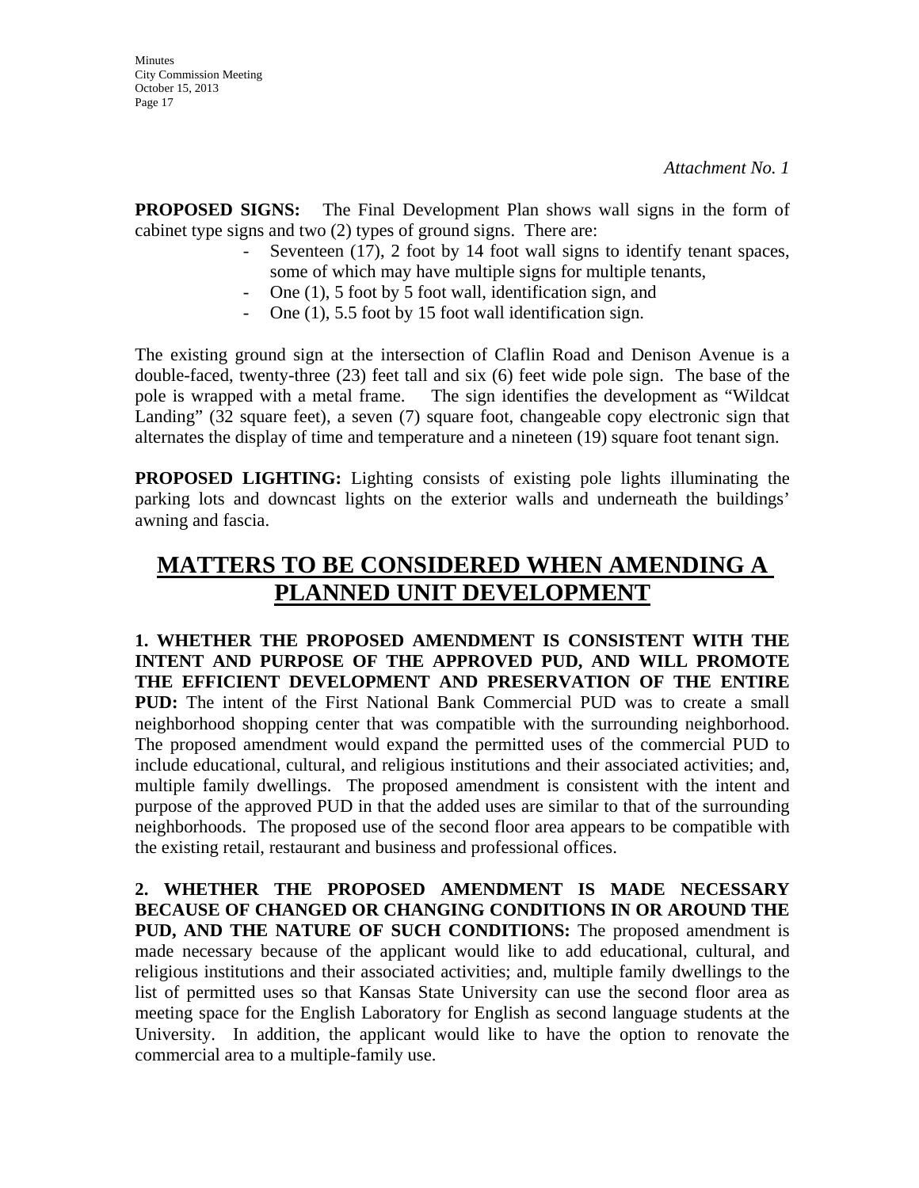*Attachment No. 1*

**PROPOSED SIGNS:** The Final Development Plan shows wall signs in the form of cabinet type signs and two (2) types of ground signs. There are:

- Seventeen (17), 2 foot by 14 foot wall signs to identify tenant spaces, some of which may have multiple signs for multiple tenants,
- One (1), 5 foot by 5 foot wall, identification sign, and
- One (1), 5.5 foot by 15 foot wall identification sign.

The existing ground sign at the intersection of Claflin Road and Denison Avenue is a double-faced, twenty-three (23) feet tall and six (6) feet wide pole sign. The base of the pole is wrapped with a metal frame. The sign identifies the development as "Wildcat Landing" (32 square feet), a seven (7) square foot, changeable copy electronic sign that alternates the display of time and temperature and a nineteen (19) square foot tenant sign.

**PROPOSED LIGHTING:** Lighting consists of existing pole lights illuminating the parking lots and downcast lights on the exterior walls and underneath the buildings' awning and fascia.

# MATTERS TO BE CONSIDERED WHEN AMENDING A PLANNED UNIT DEVELOPMENT

**1. WHETHER THE PROPOSED AMENDMENT IS CONSISTENT WITH THE INTENT AND PURPOSE OF THE APPROVED PUD, AND WILL PROMOTE THE EFFICIENT DEVELOPMENT AND PRESERVATION OF THE ENTIRE PUD:** The intent of the First National Bank Commercial PUD was to create a small neighborhood shopping center that was compatible with the surrounding neighborhood. The proposed amendment would expand the permitted uses of the commercial PUD to include educational, cultural, and religious institutions and their associated activities; and, multiple family dwellings. The proposed amendment is consistent with the intent and purpose of the approved PUD in that the added uses are similar to that of the surrounding neighborhoods. The proposed use of the second floor area appears to be compatible with the existing retail, restaurant and business and professional offices.

**2. WHETHER THE PROPOSED AMENDMENT IS MADE NECESSARY BECAUSE OF CHANGED OR CHANGING CONDITIONS IN OR AROUND THE PUD, AND THE NATURE OF SUCH CONDITIONS:** The proposed amendment is made necessary because of the applicant would like to add educational, cultural, and religious institutions and their associated activities; and, multiple family dwellings to the list of permitted uses so that Kansas State University can use the second floor area as meeting space for the English Laboratory for English as second language students at the University. In addition, the applicant would like to have the option to renovate the commercial area to a multiple-family use.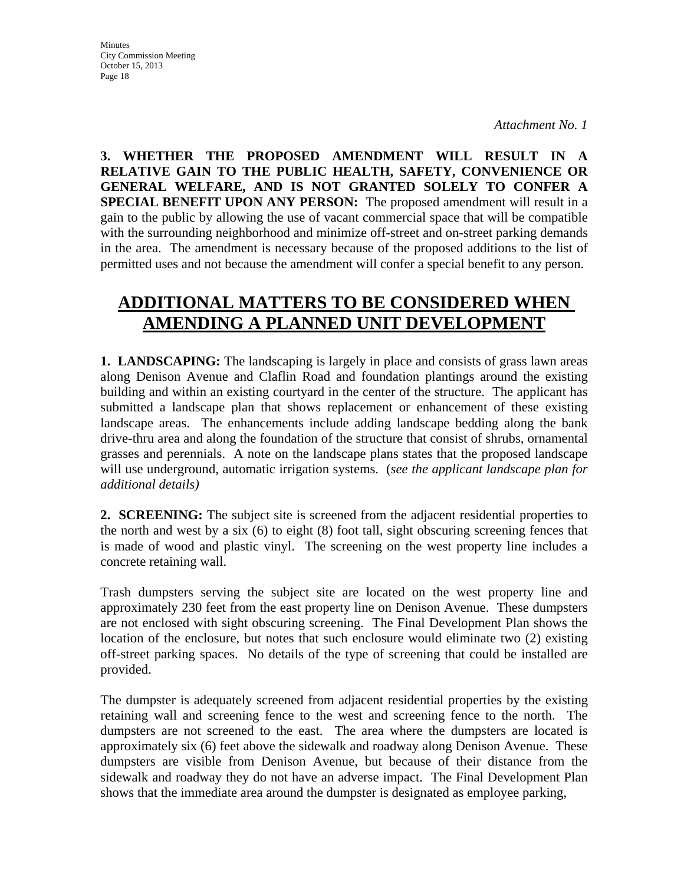*Attachment No. 1*

**3. WHETHER THE PROPOSED AMENDMENT WILL RESULT IN A RELATIVE GAIN TO THE PUBLIC HEALTH, SAFETY, CONVENIENCE OR GENERAL WELFARE, AND IS NOT GRANTED SOLELY TO CONFER A SPECIAL BENEFIT UPON ANY PERSON:** The proposed amendment will result in a gain to the public by allowing the use of vacant commercial space that will be compatible with the surrounding neighborhood and minimize off-street and on-street parking demands in the area. The amendment is necessary because of the proposed additions to the list of permitted uses and not because the amendment will confer a special benefit to any person.

## ADDITIONAL MATTERS TO BE CONSIDERED WHEN AMENDING A PLANNED UNIT DEVELOPMENT

**1. LANDSCAPING:** The landscaping is largely in place and consists of grass lawn areas along Denison Avenue and Claflin Road and foundation plantings around the existing building and within an existing courtyard in the center of the structure. The applicant has submitted a landscape plan that shows replacement or enhancement of these existing landscape areas. The enhancements include adding landscape bedding along the bank drive-thru area and along the foundation of the structure that consist of shrubs, ornamental grasses and perennials. A note on the landscape plans states that the proposed landscape will use underground, automatic irrigation systems. (*see the applicant landscape plan for additional details)*

**2. SCREENING:** The subject site is screened from the adjacent residential properties to the north and west by a six (6) to eight (8) foot tall, sight obscuring screening fences that is made of wood and plastic vinyl. The screening on the west property line includes a concrete retaining wall.

Trash dumpsters serving the subject site are located on the west property line and approximately 230 feet from the east property line on Denison Avenue. These dumpsters are not enclosed with sight obscuring screening. The Final Development Plan shows the location of the enclosure, but notes that such enclosure would eliminate two (2) existing off-street parking spaces. No details of the type of screening that could be installed are provided.

The dumpster is adequately screened from adjacent residential properties by the existing retaining wall and screening fence to the west and screening fence to the north. The dumpsters are not screened to the east. The area where the dumpsters are located is approximately six (6) feet above the sidewalk and roadway along Denison Avenue. These dumpsters are visible from Denison Avenue, but because of their distance from the sidewalk and roadway they do not have an adverse impact. The Final Development Plan shows that the immediate area around the dumpster is designated as employee parking,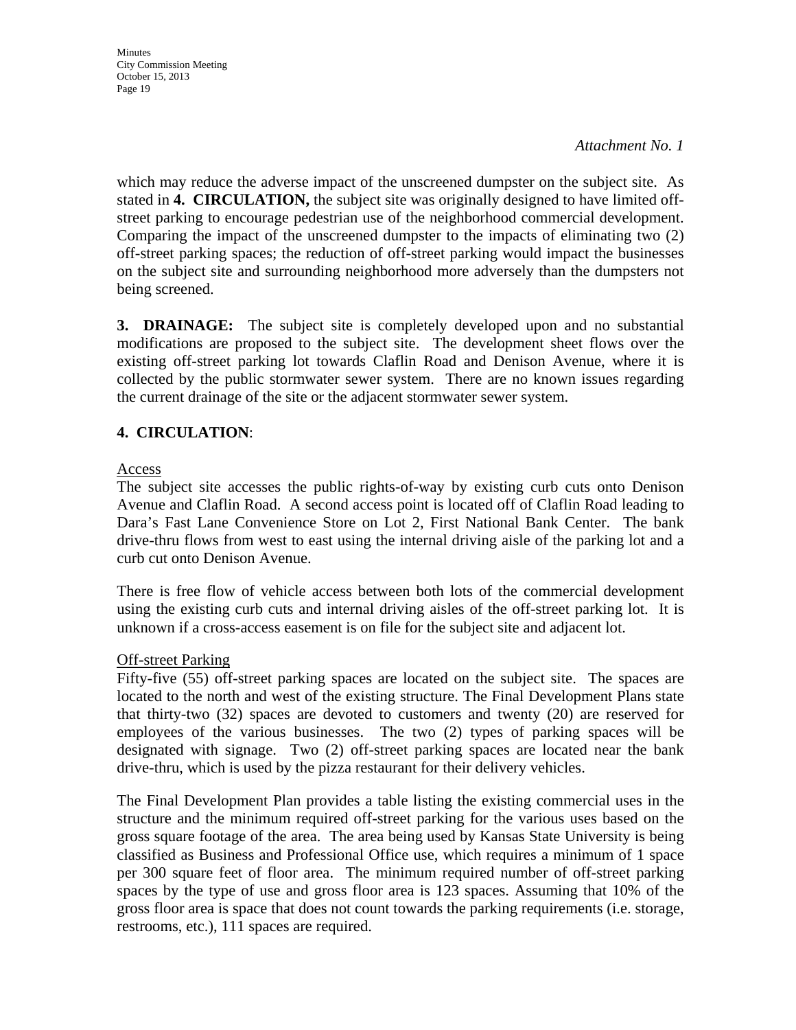*Attachment No. 1*

which may reduce the adverse impact of the unscreened dumpster on the subject site. As stated in **4. CIRCULATION,** the subject site was originally designed to have limited off-street parking to encourage pedestrian use of the neighborhood commercial development. Comparing the impact of the unscreened dumpster to the impacts of eliminating two (2) off-street parking spaces; the reduction of off-street parking would impact the businesses on the subject site and surrounding neighborhood more adversely than the dumpsters not being screened.

**3. DRAINAGE:** The subject site is completely developed upon and no substantial modifications are proposed to the subject site. The development sheet flows over the existing off-street parking lot towards Claflin Road and Denison Avenue, where it is collected by the public stormwater sewer system. There are no known issues regarding the current drainage of the site or the adjacent stormwater sewer system.

**4. CIRCULATION**:

<u>Access</u>

The subject site accesses the public rights-of-way by existing curb cuts onto Denison Avenue and Claflin Road. A second access point is located off of Claflin Road leading to Dara's Fast Lane Convenience Store on Lot 2, First National Bank Center. The bank drive-thru flows from west to east using the internal driving aisle of the parking lot and a curb cut onto Denison Avenue.

There is free flow of vehicle access between both lots of the commercial development using the existing curb cuts and internal driving aisles of the off-street parking lot. It is unknown if a cross-access easement is on file for the subject site and adjacent lot.

<u>Off-street Parking</u>

Fifty-five (55) off-street parking spaces are located on the subject site. The spaces are located to the north and west of the existing structure. The Final Development Plans state that thirty-two (32) spaces are devoted to customers and twenty (20) are reserved for employees of the various businesses. The two (2) types of parking spaces will be designated with signage. Two (2) off-street parking spaces are located near the bank drive-thru, which is used by the pizza restaurant for their delivery vehicles.

The Final Development Plan provides a table listing the existing commercial uses in the structure and the minimum required off-street parking for the various uses based on the gross square footage of the area. The area being used by Kansas State University is being classified as Business and Professional Office use, which requires a minimum of 1 space per 300 square feet of floor area. The minimum required number of off-street parking spaces by the type of use and gross floor area is 123 spaces. Assuming that 10% of the gross floor area is space that does not count towards the parking requirements (i.e. storage, restrooms, etc.), 111 spaces are required.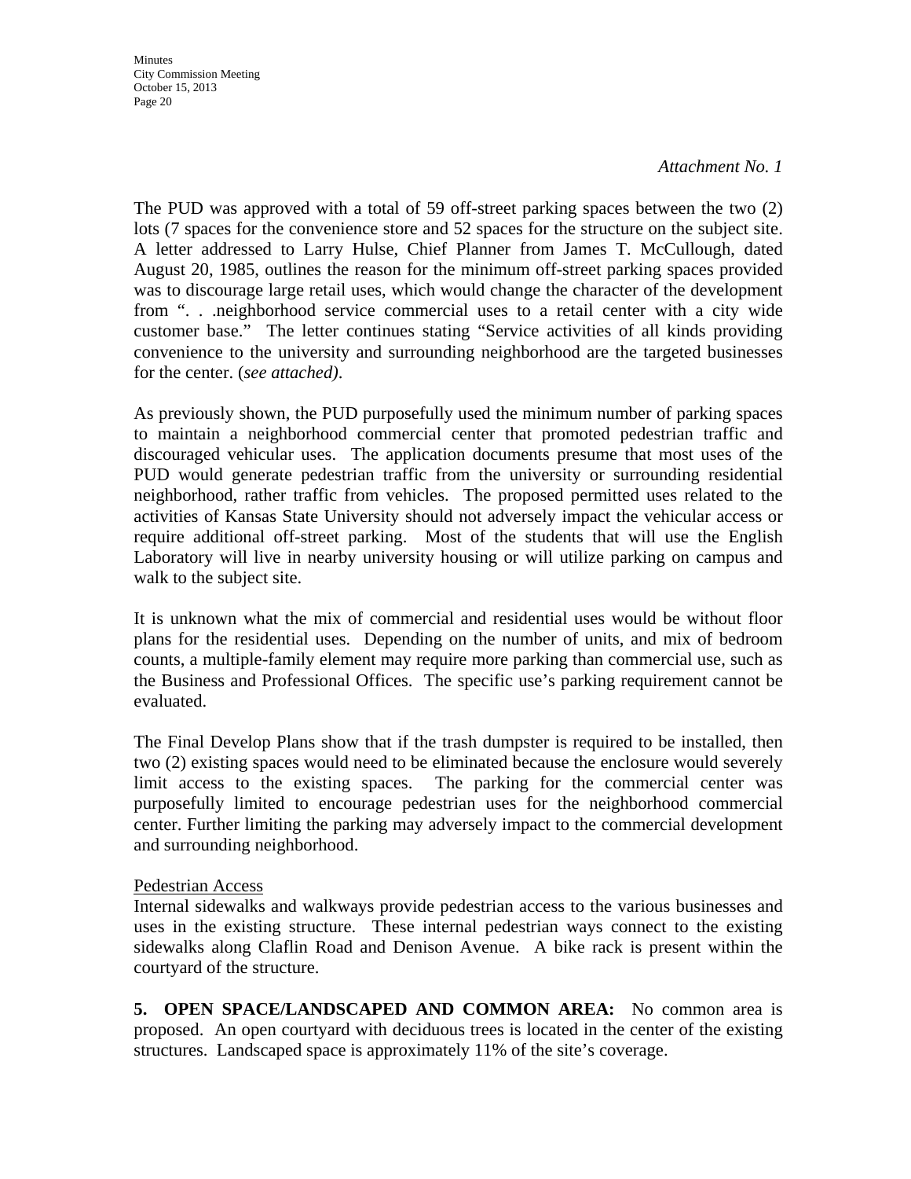*Attachment No. 1*

The PUD was approved with a total of 59 off-street parking spaces between the two (2) lots (7 spaces for the convenience store and 52 spaces for the structure on the subject site. A letter addressed to Larry Hulse, Chief Planner from James T. McCullough, dated August 20, 1985, outlines the reason for the minimum off-street parking spaces provided was to discourage large retail uses, which would change the character of the development from ". . .neighborhood service commercial uses to a retail center with a city wide customer base." The letter continues stating "Service activities of all kinds providing convenience to the university and surrounding neighborhood are the targeted businesses for the center. (*see attached)*.

As previously shown, the PUD purposefully used the minimum number of parking spaces to maintain a neighborhood commercial center that promoted pedestrian traffic and discouraged vehicular uses. The application documents presume that most uses of the PUD would generate pedestrian traffic from the university or surrounding residential neighborhood, rather traffic from vehicles. The proposed permitted uses related to the activities of Kansas State University should not adversely impact the vehicular access or require additional off-street parking. Most of the students that will use the English Laboratory will live in nearby university housing or will utilize parking on campus and walk to the subject site.

It is unknown what the mix of commercial and residential uses would be without floor plans for the residential uses. Depending on the number of units, and mix of bedroom counts, a multiple-family element may require more parking than commercial use, such as the Business and Professional Offices. The specific use's parking requirement cannot be evaluated.

The Final Develop Plans show that if the trash dumpster is required to be installed, then two (2) existing spaces would need to be eliminated because the enclosure would severely limit access to the existing spaces. The parking for the commercial center was purposefully limited to encourage pedestrian uses for the neighborhood commercial center. Further limiting the parking may adversely impact to the commercial development and surrounding neighborhood.

<u>Pedestrian Access</u>

Internal sidewalks and walkways provide pedestrian access to the various businesses and uses in the existing structure. These internal pedestrian ways connect to the existing sidewalks along Claflin Road and Denison Avenue. A bike rack is present within the courtyard of the structure.

**5. OPEN SPACE/LANDSCAPED AND COMMON AREA:** No common area is proposed. An open courtyard with deciduous trees is located in the center of the existing structures. Landscaped space is approximately 11% of the site's coverage.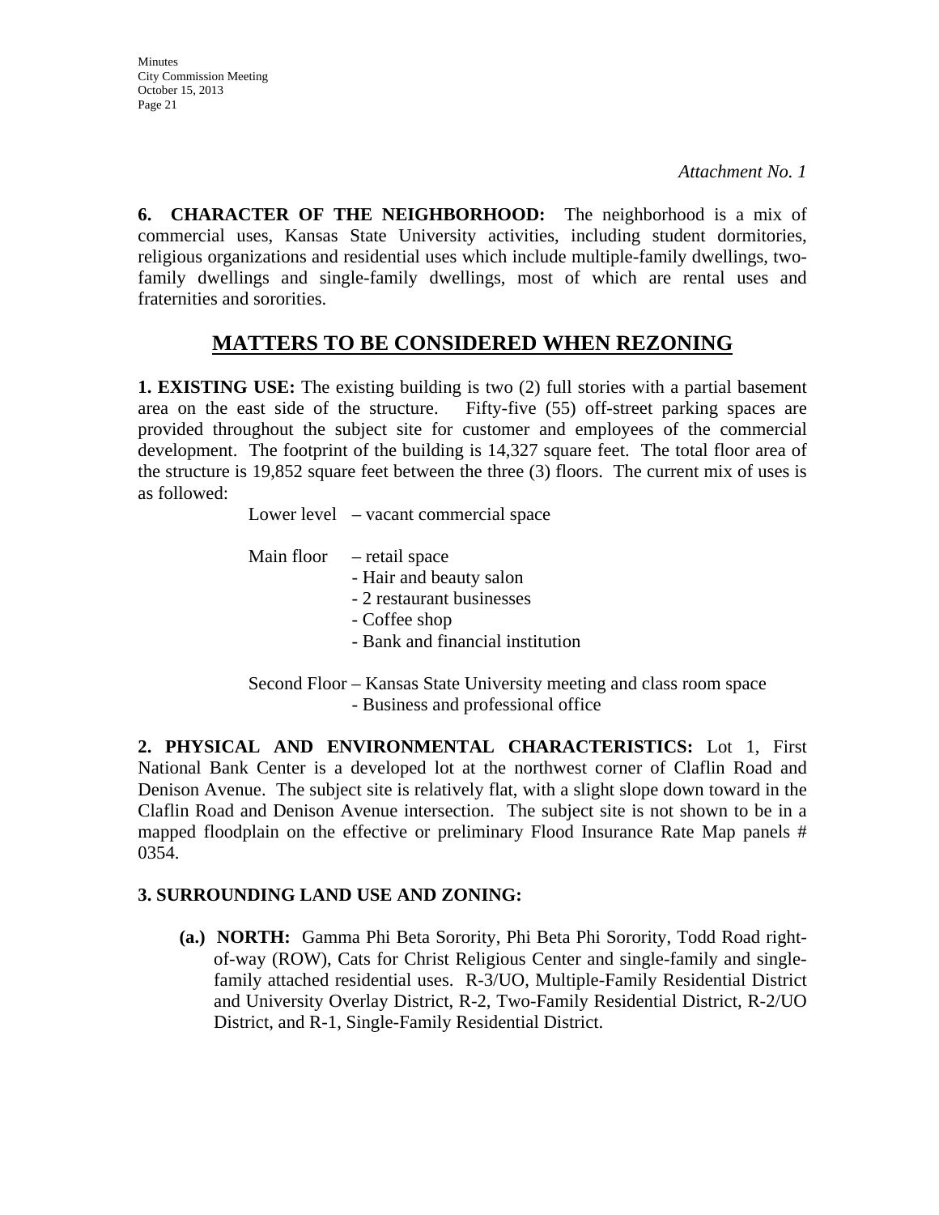*Attachment No. 1*

**6. CHARACTER OF THE NEIGHBORHOOD:** The neighborhood is a mix of commercial uses, Kansas State University activities, including student dormitories, religious organizations and residential uses which include multiple-family dwellings, two-family dwellings and single-family dwellings, most of which are rental uses and fraternities and sororities.

## MATTERS TO BE CONSIDERED WHEN REZONING

**1. EXISTING USE:** The existing building is two (2) full stories with a partial basement area on the east side of the structure. Fifty-five (55) off-street parking spaces are provided throughout the subject site for customer and employees of the commercial development. The footprint of the building is 14,327 square feet. The total floor area of the structure is 19,852 square feet between the three (3) floors. The current mix of uses is as followed:

Lower level – vacant commercial space

Main floor – retail space
- Hair and beauty salon
- 2 restaurant businesses
- Coffee shop
- Bank and financial institution

Second Floor – Kansas State University meeting and class room space
- Business and professional office

**2. PHYSICAL AND ENVIRONMENTAL CHARACTERISTICS:** Lot 1, First National Bank Center is a developed lot at the northwest corner of Claflin Road and Denison Avenue. The subject site is relatively flat, with a slight slope down toward in the Claflin Road and Denison Avenue intersection. The subject site is not shown to be in a mapped floodplain on the effective or preliminary Flood Insurance Rate Map panels # 0354.

**3. SURROUNDING LAND USE AND ZONING:**

**(a.) NORTH:** Gamma Phi Beta Sorority, Phi Beta Phi Sorority, Todd Road right-of-way (ROW), Cats for Christ Religious Center and single-family and single-family attached residential uses. R-3/UO, Multiple-Family Residential District and University Overlay District, R-2, Two-Family Residential District, R-2/UO District, and R-1, Single-Family Residential District.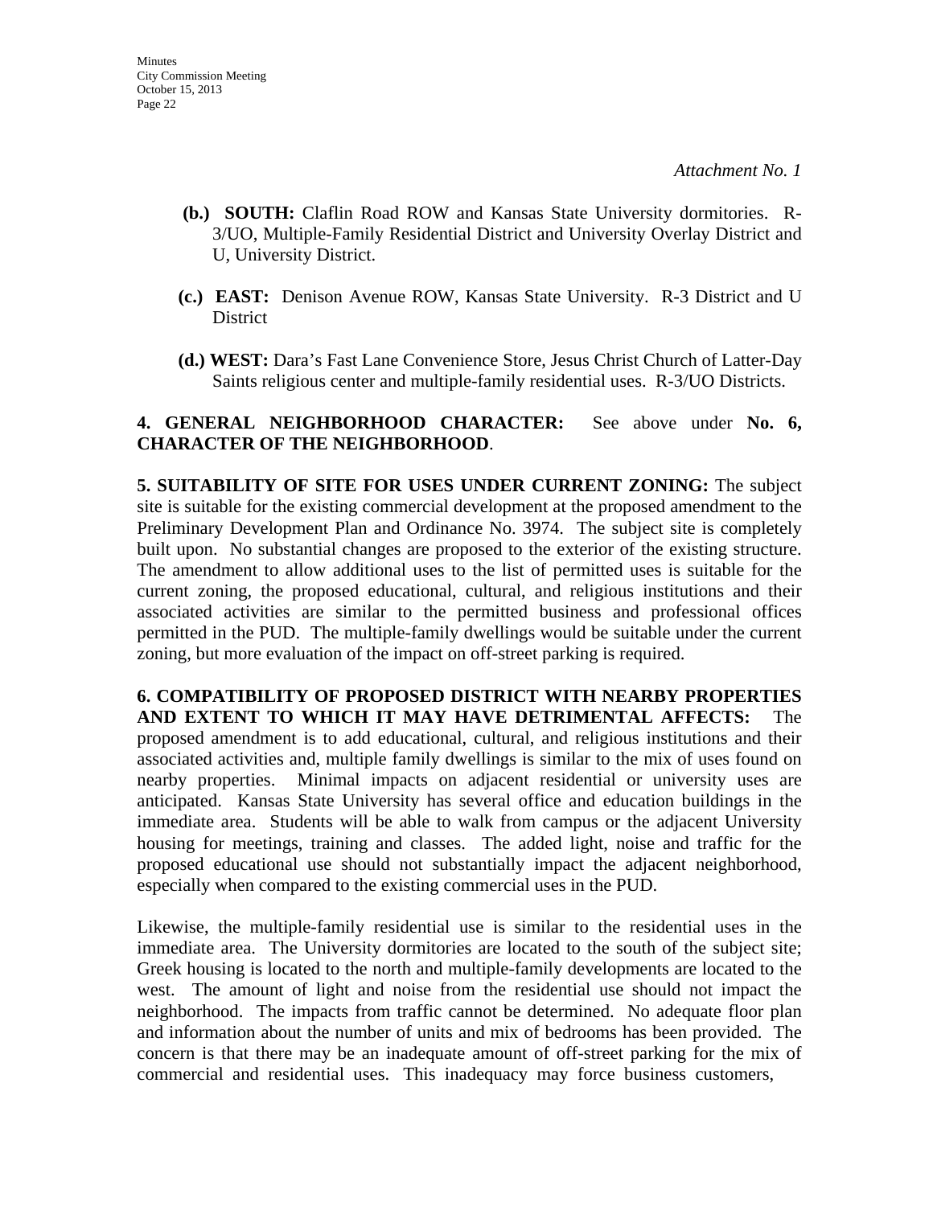*Attachment No. 1*

**(b.) SOUTH:** Claflin Road ROW and Kansas State University dormitories. R-3/UO, Multiple-Family Residential District and University Overlay District and U, University District.

**(c.) EAST:** Denison Avenue ROW, Kansas State University. R-3 District and U District

**(d.) WEST:** Dara's Fast Lane Convenience Store, Jesus Christ Church of Latter-Day Saints religious center and multiple-family residential uses. R-3/UO Districts.

**4. GENERAL NEIGHBORHOOD CHARACTER:** See above under **No. 6, CHARACTER OF THE NEIGHBORHOOD**.

**5. SUITABILITY OF SITE FOR USES UNDER CURRENT ZONING:** The subject site is suitable for the existing commercial development at the proposed amendment to the Preliminary Development Plan and Ordinance No. 3974. The subject site is completely built upon. No substantial changes are proposed to the exterior of the existing structure. The amendment to allow additional uses to the list of permitted uses is suitable for the current zoning, the proposed educational, cultural, and religious institutions and their associated activities are similar to the permitted business and professional offices permitted in the PUD. The multiple-family dwellings would be suitable under the current zoning, but more evaluation of the impact on off-street parking is required.

**6. COMPATIBILITY OF PROPOSED DISTRICT WITH NEARBY PROPERTIES AND EXTENT TO WHICH IT MAY HAVE DETRIMENTAL AFFECTS:** The proposed amendment is to add educational, cultural, and religious institutions and their associated activities and, multiple family dwellings is similar to the mix of uses found on nearby properties. Minimal impacts on adjacent residential or university uses are anticipated. Kansas State University has several office and education buildings in the immediate area. Students will be able to walk from campus or the adjacent University housing for meetings, training and classes. The added light, noise and traffic for the proposed educational use should not substantially impact the adjacent neighborhood, especially when compared to the existing commercial uses in the PUD.

Likewise, the multiple-family residential use is similar to the residential uses in the immediate area. The University dormitories are located to the south of the subject site; Greek housing is located to the north and multiple-family developments are located to the west. The amount of light and noise from the residential use should not impact the neighborhood. The impacts from traffic cannot be determined. No adequate floor plan and information about the number of units and mix of bedrooms has been provided. The concern is that there may be an inadequate amount of off-street parking for the mix of commercial and residential uses. This inadequacy may force business customers,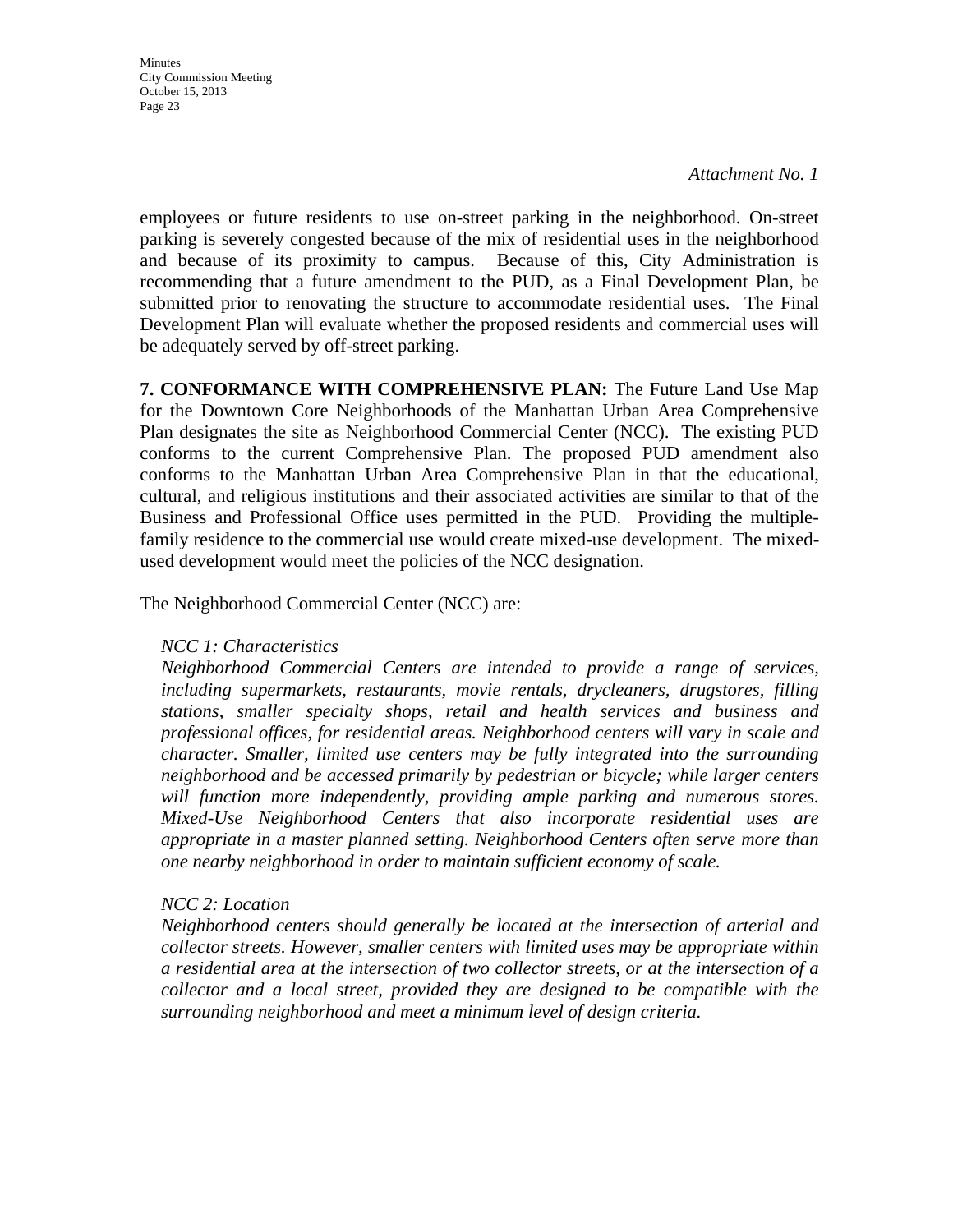*Attachment No. 1*

employees or future residents to use on-street parking in the neighborhood. On-street parking is severely congested because of the mix of residential uses in the neighborhood and because of its proximity to campus. Because of this, City Administration is recommending that a future amendment to the PUD, as a Final Development Plan, be submitted prior to renovating the structure to accommodate residential uses. The Final Development Plan will evaluate whether the proposed residents and commercial uses will be adequately served by off-street parking.

**7. CONFORMANCE WITH COMPREHENSIVE PLAN:** The Future Land Use Map for the Downtown Core Neighborhoods of the Manhattan Urban Area Comprehensive Plan designates the site as Neighborhood Commercial Center (NCC). The existing PUD conforms to the current Comprehensive Plan. The proposed PUD amendment also conforms to the Manhattan Urban Area Comprehensive Plan in that the educational, cultural, and religious institutions and their associated activities are similar to that of the Business and Professional Office uses permitted in the PUD. Providing the multiple-family residence to the commercial use would create mixed-use development. The mixed-used development would meet the policies of the NCC designation.

The Neighborhood Commercial Center (NCC) are:

*NCC 1: Characteristics*
*Neighborhood Commercial Centers are intended to provide a range of services, including supermarkets, restaurants, movie rentals, drycleaners, drugstores, filling stations, smaller specialty shops, retail and health services and business and professional offices, for residential areas. Neighborhood centers will vary in scale and character. Smaller, limited use centers may be fully integrated into the surrounding neighborhood and be accessed primarily by pedestrian or bicycle; while larger centers will function more independently, providing ample parking and numerous stores. Mixed-Use Neighborhood Centers that also incorporate residential uses are appropriate in a master planned setting. Neighborhood Centers often serve more than one nearby neighborhood in order to maintain sufficient economy of scale.*

*NCC 2: Location*
*Neighborhood centers should generally be located at the intersection of arterial and collector streets. However, smaller centers with limited uses may be appropriate within a residential area at the intersection of two collector streets, or at the intersection of a collector and a local street, provided they are designed to be compatible with the surrounding neighborhood and meet a minimum level of design criteria.*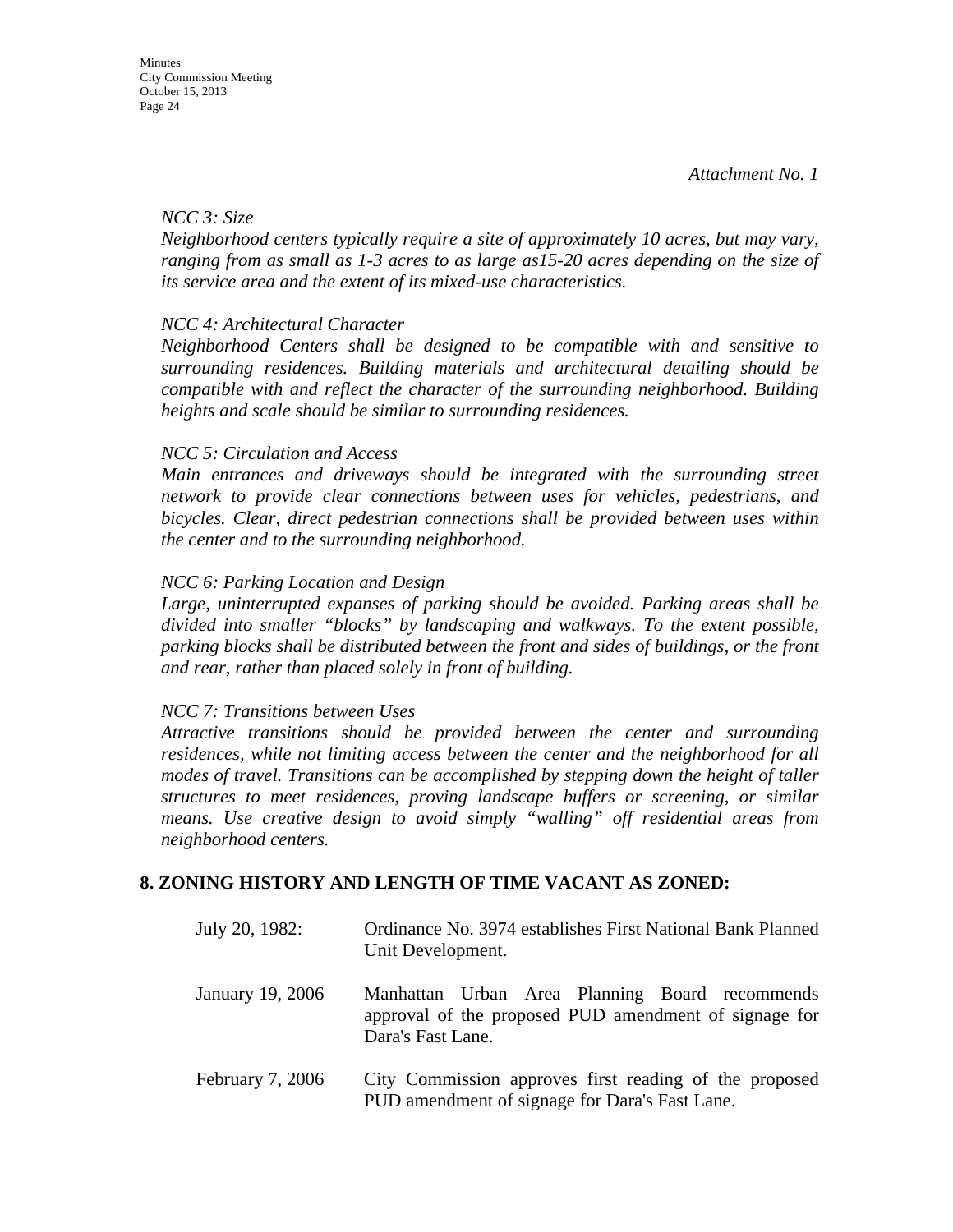*Attachment No. 1*

*NCC 3: Size*
*Neighborhood centers typically require a site of approximately 10 acres, but may vary, ranging from as small as 1-3 acres to as large as15-20 acres depending on the size of its service area and the extent of its mixed-use characteristics.*

*NCC 4: Architectural Character*
*Neighborhood Centers shall be designed to be compatible with and sensitive to surrounding residences. Building materials and architectural detailing should be compatible with and reflect the character of the surrounding neighborhood. Building heights and scale should be similar to surrounding residences.*

*NCC 5: Circulation and Access*
*Main entrances and driveways should be integrated with the surrounding street network to provide clear connections between uses for vehicles, pedestrians, and bicycles. Clear, direct pedestrian connections shall be provided between uses within the center and to the surrounding neighborhood.*

*NCC 6: Parking Location and Design*
*Large, uninterrupted expanses of parking should be avoided. Parking areas shall be divided into smaller "blocks" by landscaping and walkways. To the extent possible, parking blocks shall be distributed between the front and sides of buildings, or the front and rear, rather than placed solely in front of building.*

*NCC 7: Transitions between Uses*
*Attractive transitions should be provided between the center and surrounding residences, while not limiting access between the center and the neighborhood for all modes of travel. Transitions can be accomplished by stepping down the height of taller structures to meet residences, proving landscape buffers or screening, or similar means. Use creative design to avoid simply "walling" off residential areas from neighborhood centers.*

## 8. ZONING HISTORY AND LENGTH OF TIME VACANT AS ZONED:

| | |
|---|---|
| July 20, 1982: | Ordinance No. 3974 establishes First National Bank Planned Unit Development. |
| January 19, 2006 | Manhattan Urban Area Planning Board recommends approval of the proposed PUD amendment of signage for Dara's Fast Lane. |
| February 7, 2006 | City Commission approves first reading of the proposed PUD amendment of signage for Dara's Fast Lane. |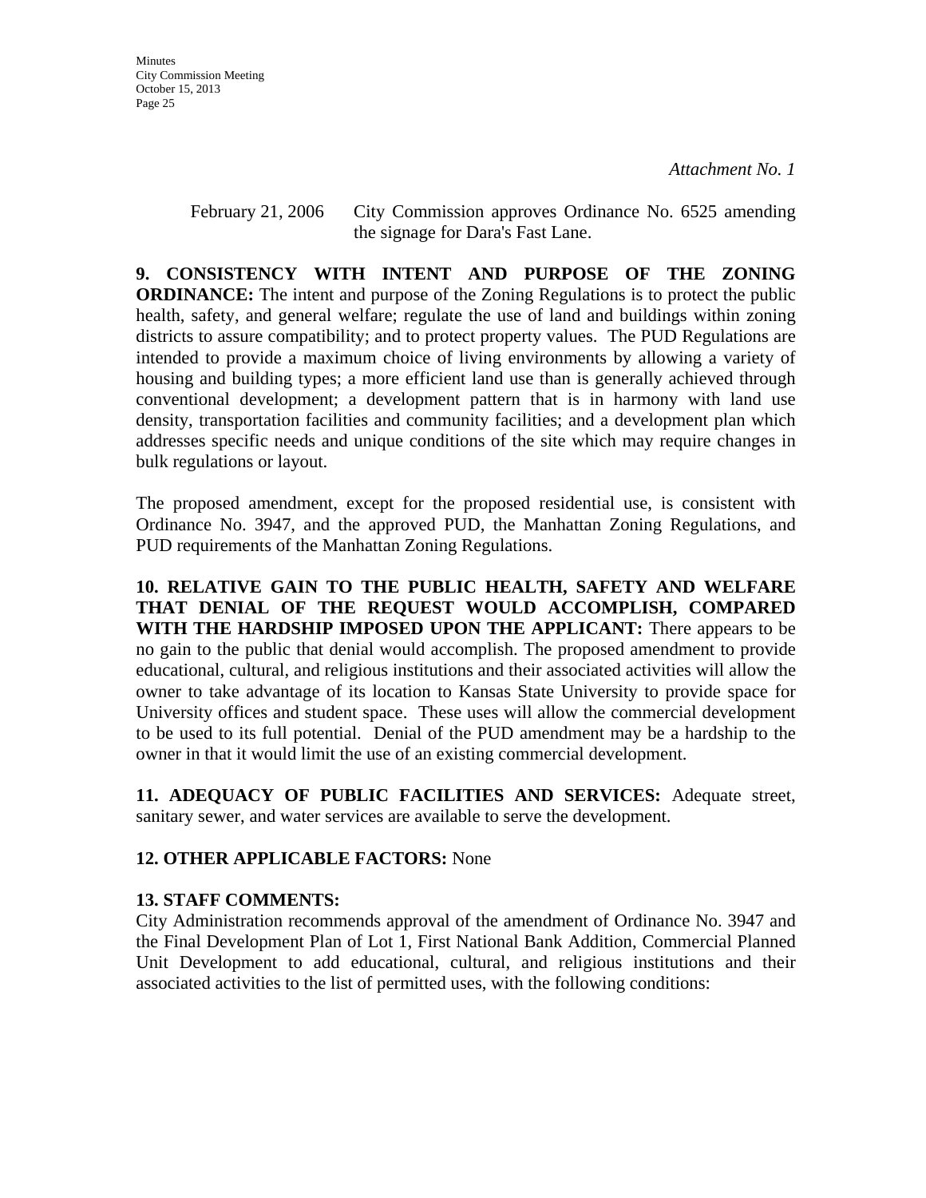*Attachment No. 1*

February 21, 2006  City Commission approves Ordinance No. 6525 amending the signage for Dara's Fast Lane.

**9. CONSISTENCY WITH INTENT AND PURPOSE OF THE ZONING ORDINANCE:** The intent and purpose of the Zoning Regulations is to protect the public health, safety, and general welfare; regulate the use of land and buildings within zoning districts to assure compatibility; and to protect property values. The PUD Regulations are intended to provide a maximum choice of living environments by allowing a variety of housing and building types; a more efficient land use than is generally achieved through conventional development; a development pattern that is in harmony with land use density, transportation facilities and community facilities; and a development plan which addresses specific needs and unique conditions of the site which may require changes in bulk regulations or layout.

The proposed amendment, except for the proposed residential use, is consistent with Ordinance No. 3947, and the approved PUD, the Manhattan Zoning Regulations, and PUD requirements of the Manhattan Zoning Regulations.

**10. RELATIVE GAIN TO THE PUBLIC HEALTH, SAFETY AND WELFARE THAT DENIAL OF THE REQUEST WOULD ACCOMPLISH, COMPARED WITH THE HARDSHIP IMPOSED UPON THE APPLICANT:** There appears to be no gain to the public that denial would accomplish. The proposed amendment to provide educational, cultural, and religious institutions and their associated activities will allow the owner to take advantage of its location to Kansas State University to provide space for University offices and student space. These uses will allow the commercial development to be used to its full potential. Denial of the PUD amendment may be a hardship to the owner in that it would limit the use of an existing commercial development.

**11. ADEQUACY OF PUBLIC FACILITIES AND SERVICES:** Adequate street, sanitary sewer, and water services are available to serve the development.

**12. OTHER APPLICABLE FACTORS:** None

**13. STAFF COMMENTS:**
City Administration recommends approval of the amendment of Ordinance No. 3947 and the Final Development Plan of Lot 1, First National Bank Addition, Commercial Planned Unit Development to add educational, cultural, and religious institutions and their associated activities to the list of permitted uses, with the following conditions: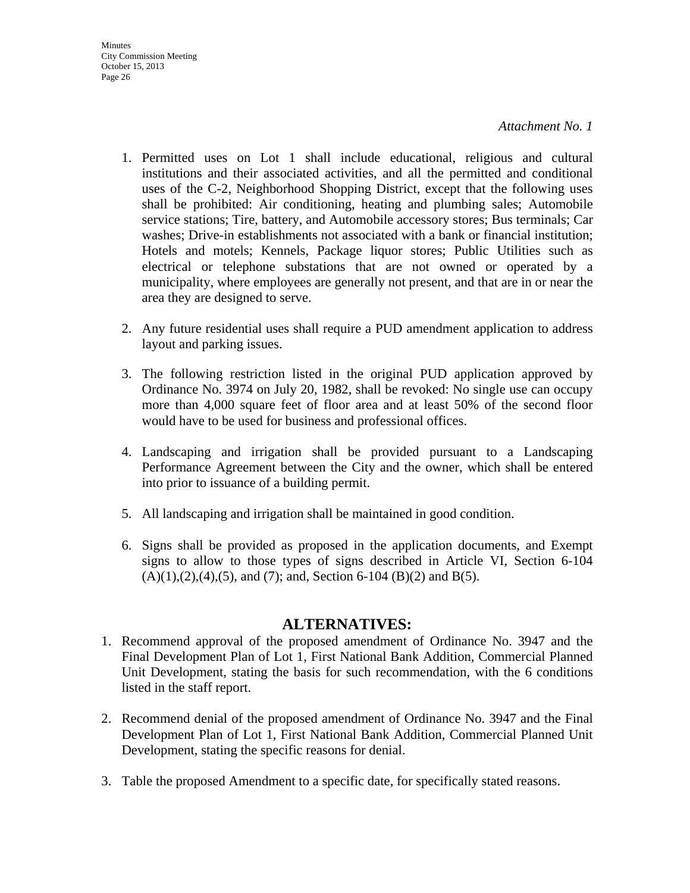*Attachment No. 1*

1. Permitted uses on Lot 1 shall include educational, religious and cultural institutions and their associated activities, and all the permitted and conditional uses of the C-2, Neighborhood Shopping District, except that the following uses shall be prohibited: Air conditioning, heating and plumbing sales; Automobile service stations; Tire, battery, and Automobile accessory stores; Bus terminals; Car washes; Drive-in establishments not associated with a bank or financial institution; Hotels and motels; Kennels, Package liquor stores; Public Utilities such as electrical or telephone substations that are not owned or operated by a municipality, where employees are generally not present, and that are in or near the area they are designed to serve.

2. Any future residential uses shall require a PUD amendment application to address layout and parking issues.

3. The following restriction listed in the original PUD application approved by Ordinance No. 3974 on July 20, 1982, shall be revoked: No single use can occupy more than 4,000 square feet of floor area and at least 50% of the second floor would have to be used for business and professional offices.

4. Landscaping and irrigation shall be provided pursuant to a Landscaping Performance Agreement between the City and the owner, which shall be entered into prior to issuance of a building permit.

5. All landscaping and irrigation shall be maintained in good condition.

6. Signs shall be provided as proposed in the application documents, and Exempt signs to allow to those types of signs described in Article VI, Section 6-104 (A)(1),(2),(4),(5), and (7); and, Section 6-104 (B)(2) and B(5).

## ALTERNATIVES:

1. Recommend approval of the proposed amendment of Ordinance No. 3947 and the Final Development Plan of Lot 1, First National Bank Addition, Commercial Planned Unit Development, stating the basis for such recommendation, with the 6 conditions listed in the staff report.

2. Recommend denial of the proposed amendment of Ordinance No. 3947 and the Final Development Plan of Lot 1, First National Bank Addition, Commercial Planned Unit Development, stating the specific reasons for denial.

3. Table the proposed Amendment to a specific date, for specifically stated reasons.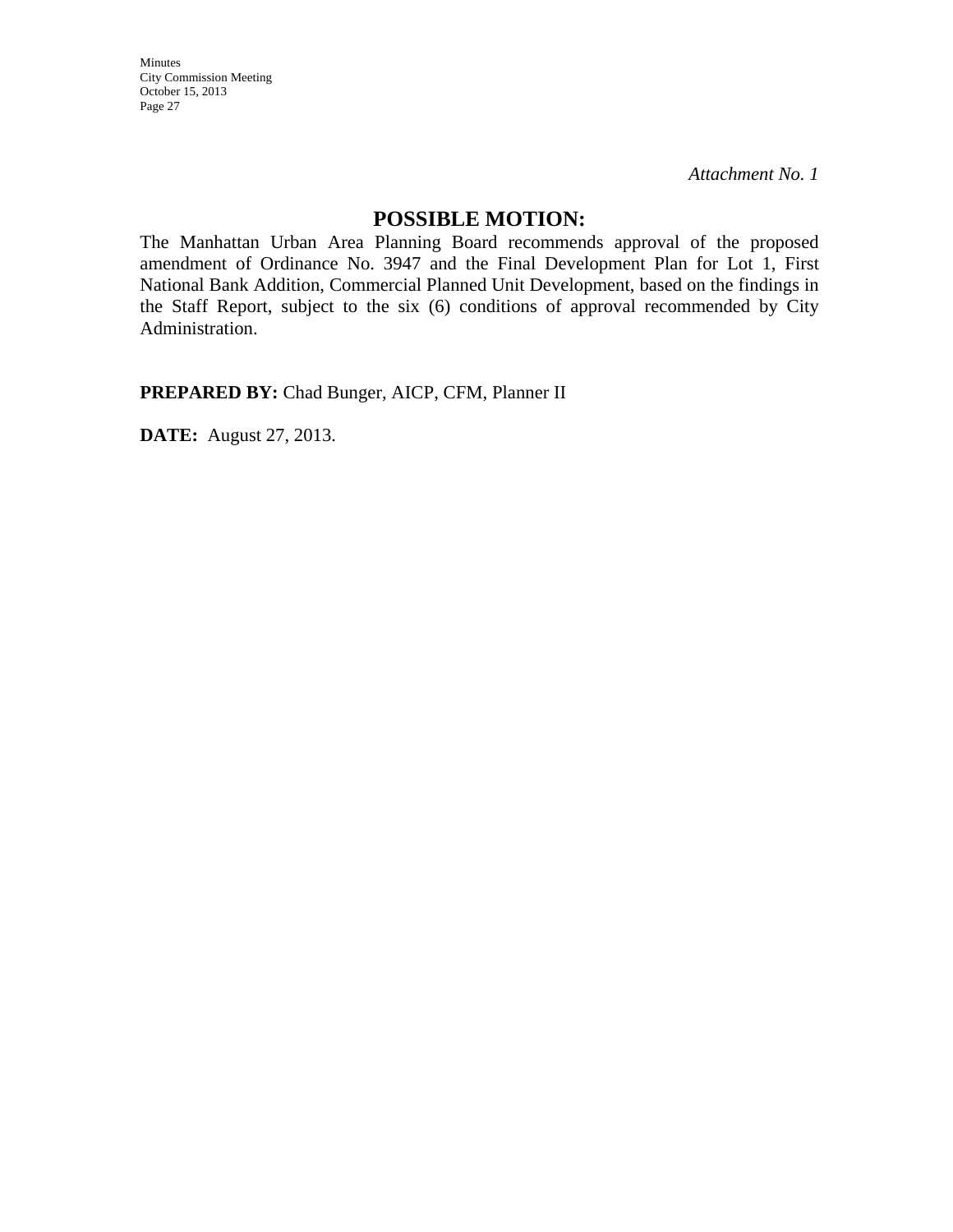*Attachment No. 1*

## POSSIBLE MOTION:

The Manhattan Urban Area Planning Board recommends approval of the proposed amendment of Ordinance No. 3947 and the Final Development Plan for Lot 1, First National Bank Addition, Commercial Planned Unit Development, based on the findings in the Staff Report, subject to the six (6) conditions of approval recommended by City Administration.

**PREPARED BY:** Chad Bunger, AICP, CFM, Planner II

**DATE:** August 27, 2013.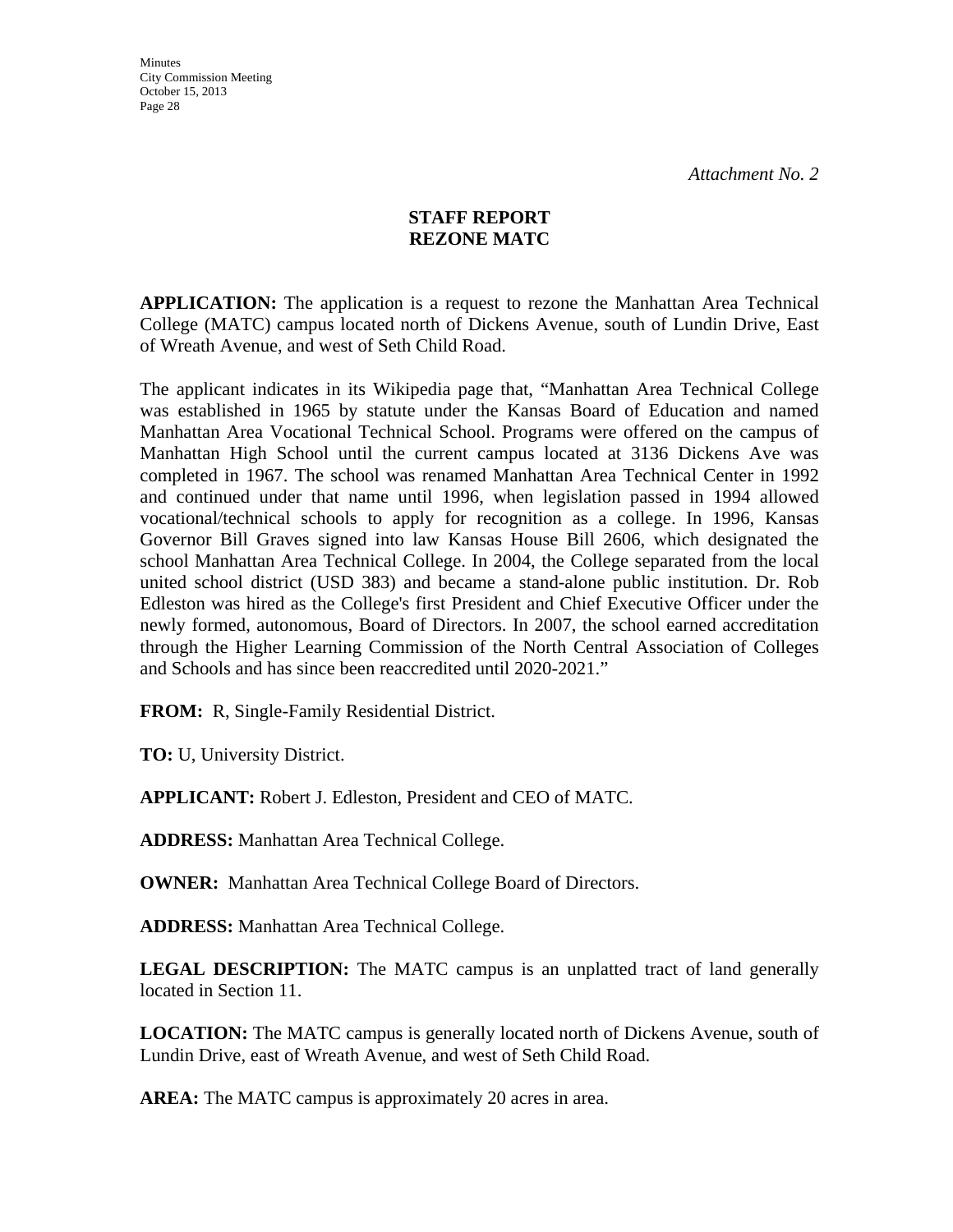*Attachment No. 2*

**STAFF REPORT**
**REZONE MATC**

**APPLICATION:** The application is a request to rezone the Manhattan Area Technical College (MATC) campus located north of Dickens Avenue, south of Lundin Drive, East of Wreath Avenue, and west of Seth Child Road.

The applicant indicates in its Wikipedia page that, "Manhattan Area Technical College was established in 1965 by statute under the Kansas Board of Education and named Manhattan Area Vocational Technical School. Programs were offered on the campus of Manhattan High School until the current campus located at 3136 Dickens Ave was completed in 1967. The school was renamed Manhattan Area Technical Center in 1992 and continued under that name until 1996, when legislation passed in 1994 allowed vocational/technical schools to apply for recognition as a college. In 1996, Kansas Governor Bill Graves signed into law Kansas House Bill 2606, which designated the school Manhattan Area Technical College. In 2004, the College separated from the local united school district (USD 383) and became a stand-alone public institution. Dr. Rob Edleston was hired as the College's first President and Chief Executive Officer under the newly formed, autonomous, Board of Directors. In 2007, the school earned accreditation through the Higher Learning Commission of the North Central Association of Colleges and Schools and has since been reaccredited until 2020-2021."

**FROM:** R, Single-Family Residential District.

**TO:** U, University District.

**APPLICANT:** Robert J. Edleston, President and CEO of MATC.

**ADDRESS:** Manhattan Area Technical College.

**OWNER:** Manhattan Area Technical College Board of Directors.

**ADDRESS:** Manhattan Area Technical College.

**LEGAL DESCRIPTION:** The MATC campus is an unplatted tract of land generally located in Section 11.

**LOCATION:** The MATC campus is generally located north of Dickens Avenue, south of Lundin Drive, east of Wreath Avenue, and west of Seth Child Road.

**AREA:** The MATC campus is approximately 20 acres in area.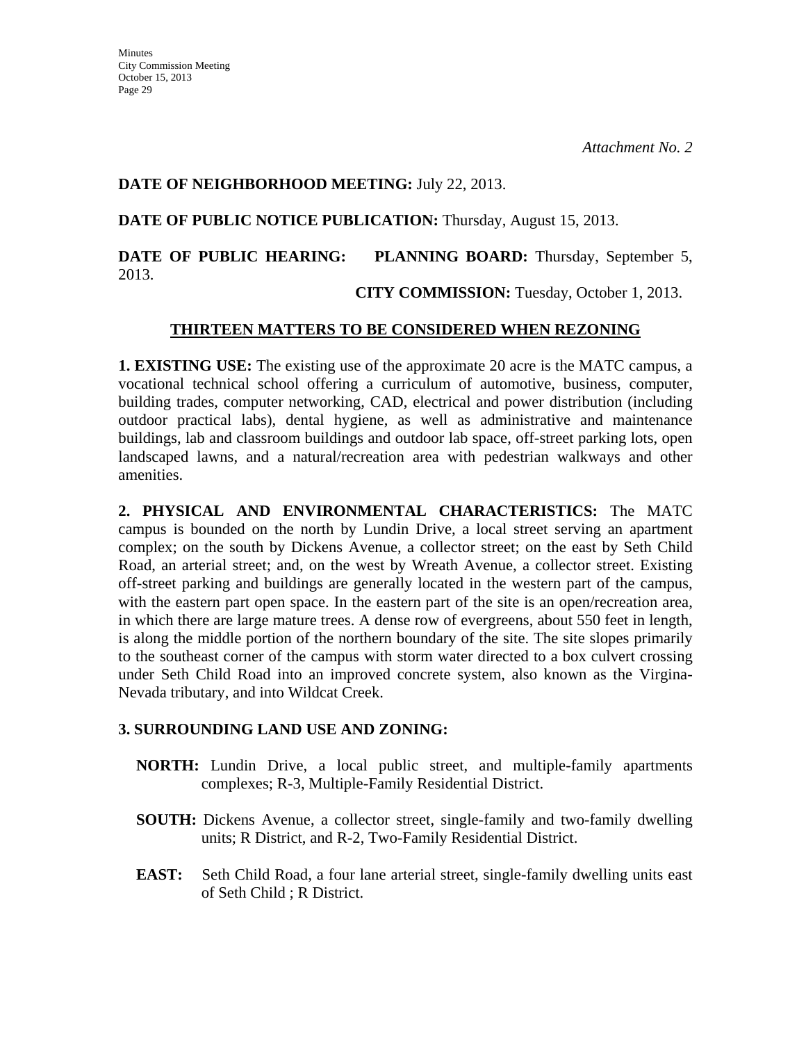*Attachment No. 2*

**DATE OF NEIGHBORHOOD MEETING:** July 22, 2013.

**DATE OF PUBLIC NOTICE PUBLICATION:** Thursday, August 15, 2013.

**DATE OF PUBLIC HEARING:** **PLANNING BOARD:** Thursday, September 5, 2013.

**CITY COMMISSION:** Tuesday, October 1, 2013.

## THIRTEEN MATTERS TO BE CONSIDERED WHEN REZONING

**1. EXISTING USE:** The existing use of the approximate 20 acre is the MATC campus, a vocational technical school offering a curriculum of automotive, business, computer, building trades, computer networking, CAD, electrical and power distribution (including outdoor practical labs), dental hygiene, as well as administrative and maintenance buildings, lab and classroom buildings and outdoor lab space, off-street parking lots, open landscaped lawns, and a natural/recreation area with pedestrian walkways and other amenities.

**2. PHYSICAL AND ENVIRONMENTAL CHARACTERISTICS:** The MATC campus is bounded on the north by Lundin Drive, a local street serving an apartment complex; on the south by Dickens Avenue, a collector street; on the east by Seth Child Road, an arterial street; and, on the west by Wreath Avenue, a collector street. Existing off-street parking and buildings are generally located in the western part of the campus, with the eastern part open space. In the eastern part of the site is an open/recreation area, in which there are large mature trees. A dense row of evergreens, about 550 feet in length, is along the middle portion of the northern boundary of the site. The site slopes primarily to the southeast corner of the campus with storm water directed to a box culvert crossing under Seth Child Road into an improved concrete system, also known as the Virgina-Nevada tributary, and into Wildcat Creek.

**3. SURROUNDING LAND USE AND ZONING:**

**NORTH:** Lundin Drive, a local public street, and multiple-family apartments complexes; R-3, Multiple-Family Residential District.

**SOUTH:** Dickens Avenue, a collector street, single-family and two-family dwelling units; R District, and R-2, Two-Family Residential District.

**EAST:** Seth Child Road, a four lane arterial street, single-family dwelling units east of Seth Child ; R District.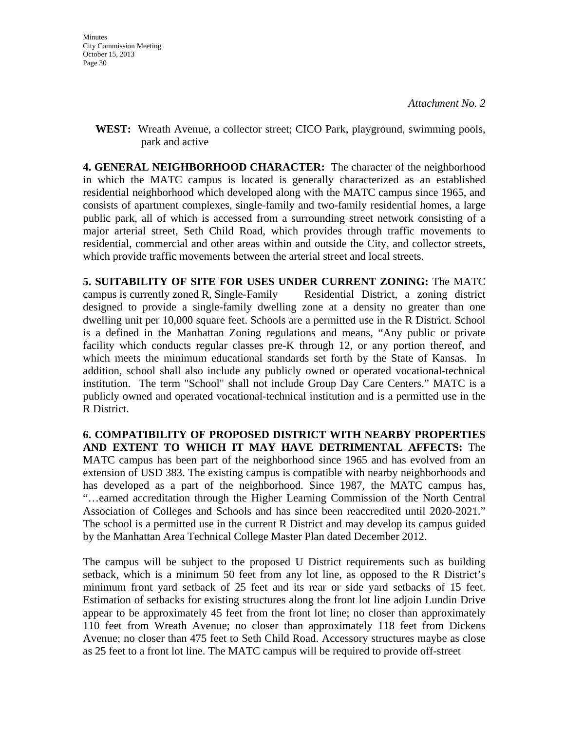*Attachment No. 2*

**WEST:** Wreath Avenue, a collector street; CICO Park, playground, swimming pools, park and active

**4. GENERAL NEIGHBORHOOD CHARACTER:** The character of the neighborhood in which the MATC campus is located is generally characterized as an established residential neighborhood which developed along with the MATC campus since 1965, and consists of apartment complexes, single-family and two-family residential homes, a large public park, all of which is accessed from a surrounding street network consisting of a major arterial street, Seth Child Road, which provides through traffic movements to residential, commercial and other areas within and outside the City, and collector streets, which provide traffic movements between the arterial street and local streets.

**5. SUITABILITY OF SITE FOR USES UNDER CURRENT ZONING:** The MATC campus is currently zoned R, Single-Family Residential District, a zoning district designed to provide a single-family dwelling zone at a density no greater than one dwelling unit per 10,000 square feet. Schools are a permitted use in the R District. School is a defined in the Manhattan Zoning regulations and means, "Any public or private facility which conducts regular classes pre-K through 12, or any portion thereof, and which meets the minimum educational standards set forth by the State of Kansas. In addition, school shall also include any publicly owned or operated vocational-technical institution. The term "School" shall not include Group Day Care Centers." MATC is a publicly owned and operated vocational-technical institution and is a permitted use in the R District.

**6. COMPATIBILITY OF PROPOSED DISTRICT WITH NEARBY PROPERTIES AND EXTENT TO WHICH IT MAY HAVE DETRIMENTAL AFFECTS:** The MATC campus has been part of the neighborhood since 1965 and has evolved from an extension of USD 383. The existing campus is compatible with nearby neighborhoods and has developed as a part of the neighborhood. Since 1987, the MATC campus has, "…earned accreditation through the Higher Learning Commission of the North Central Association of Colleges and Schools and has since been reaccredited until 2020-2021." The school is a permitted use in the current R District and may develop its campus guided by the Manhattan Area Technical College Master Plan dated December 2012.

The campus will be subject to the proposed U District requirements such as building setback, which is a minimum 50 feet from any lot line, as opposed to the R District's minimum front yard setback of 25 feet and its rear or side yard setbacks of 15 feet. Estimation of setbacks for existing structures along the front lot line adjoin Lundin Drive appear to be approximately 45 feet from the front lot line; no closer than approximately 110 feet from Wreath Avenue; no closer than approximately 118 feet from Dickens Avenue; no closer than 475 feet to Seth Child Road. Accessory structures maybe as close as 25 feet to a front lot line. The MATC campus will be required to provide off-street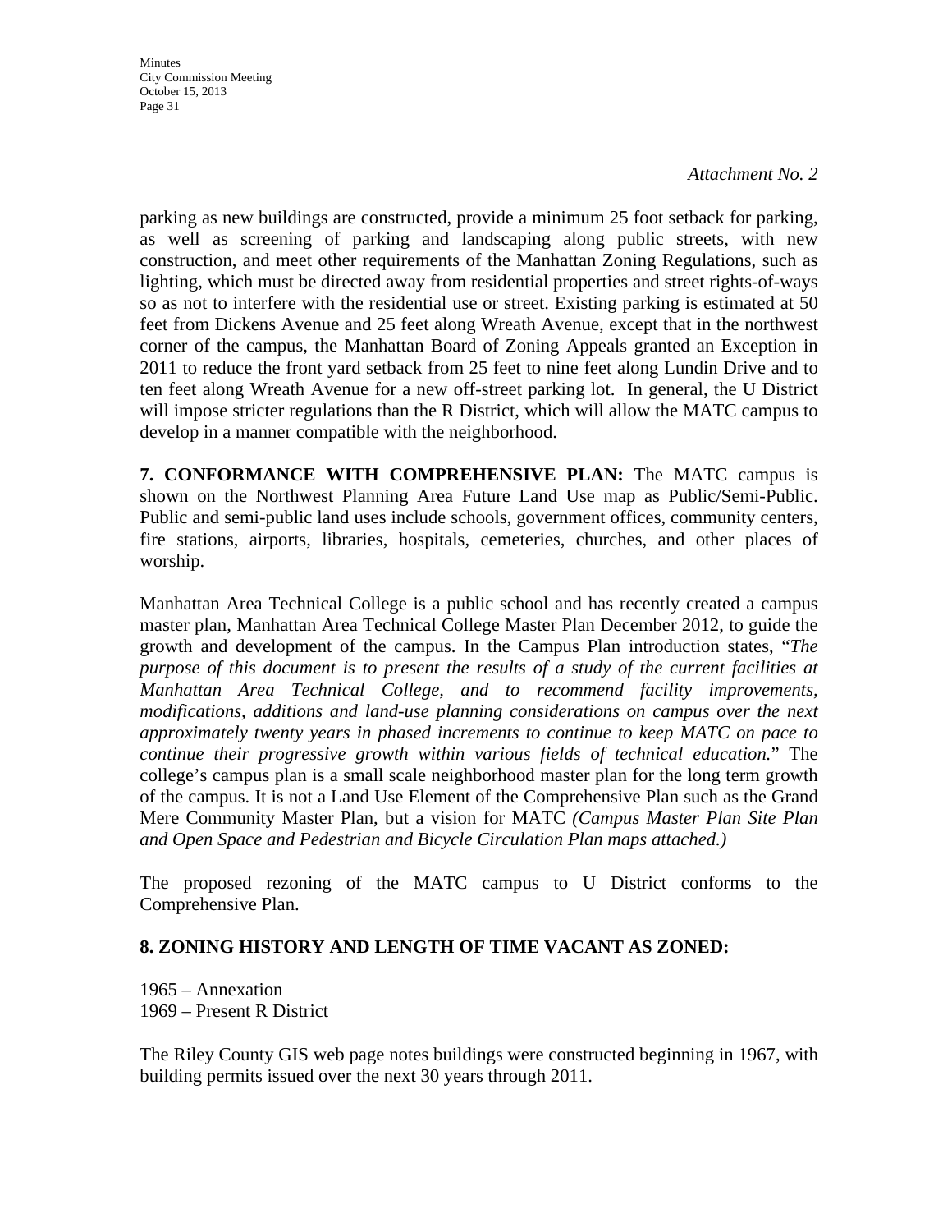*Attachment No. 2*

parking as new buildings are constructed, provide a minimum 25 foot setback for parking, as well as screening of parking and landscaping along public streets, with new construction, and meet other requirements of the Manhattan Zoning Regulations, such as lighting, which must be directed away from residential properties and street rights-of-ways so as not to interfere with the residential use or street. Existing parking is estimated at 50 feet from Dickens Avenue and 25 feet along Wreath Avenue, except that in the northwest corner of the campus, the Manhattan Board of Zoning Appeals granted an Exception in 2011 to reduce the front yard setback from 25 feet to nine feet along Lundin Drive and to ten feet along Wreath Avenue for a new off-street parking lot. In general, the U District will impose stricter regulations than the R District, which will allow the MATC campus to develop in a manner compatible with the neighborhood.

**7. CONFORMANCE WITH COMPREHENSIVE PLAN:** The MATC campus is shown on the Northwest Planning Area Future Land Use map as Public/Semi-Public. Public and semi-public land uses include schools, government offices, community centers, fire stations, airports, libraries, hospitals, cemeteries, churches, and other places of worship.

Manhattan Area Technical College is a public school and has recently created a campus master plan, Manhattan Area Technical College Master Plan December 2012, to guide the growth and development of the campus. In the Campus Plan introduction states, "*The purpose of this document is to present the results of a study of the current facilities at Manhattan Area Technical College, and to recommend facility improvements, modifications, additions and land-use planning considerations on campus over the next approximately twenty years in phased increments to continue to keep MATC on pace to continue their progressive growth within various fields of technical education.*" The college's campus plan is a small scale neighborhood master plan for the long term growth of the campus. It is not a Land Use Element of the Comprehensive Plan such as the Grand Mere Community Master Plan, but a vision for MATC *(Campus Master Plan Site Plan and Open Space and Pedestrian and Bicycle Circulation Plan maps attached.)*

The proposed rezoning of the MATC campus to U District conforms to the Comprehensive Plan.

**8. ZONING HISTORY AND LENGTH OF TIME VACANT AS ZONED:**

1965 – Annexation
1969 – Present R District

The Riley County GIS web page notes buildings were constructed beginning in 1967, with building permits issued over the next 30 years through 2011.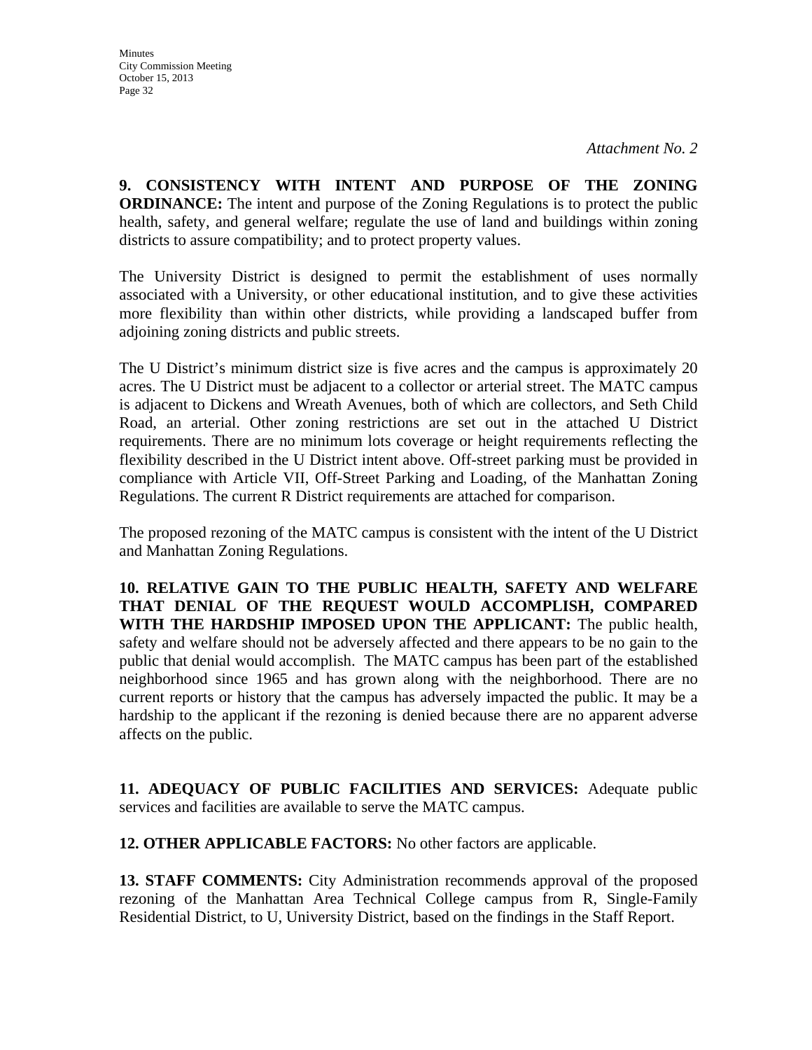*Attachment No. 2*

**9. CONSISTENCY WITH INTENT AND PURPOSE OF THE ZONING ORDINANCE:** The intent and purpose of the Zoning Regulations is to protect the public health, safety, and general welfare; regulate the use of land and buildings within zoning districts to assure compatibility; and to protect property values.

The University District is designed to permit the establishment of uses normally associated with a University, or other educational institution, and to give these activities more flexibility than within other districts, while providing a landscaped buffer from adjoining zoning districts and public streets.

The U District's minimum district size is five acres and the campus is approximately 20 acres. The U District must be adjacent to a collector or arterial street. The MATC campus is adjacent to Dickens and Wreath Avenues, both of which are collectors, and Seth Child Road, an arterial. Other zoning restrictions are set out in the attached U District requirements. There are no minimum lots coverage or height requirements reflecting the flexibility described in the U District intent above. Off-street parking must be provided in compliance with Article VII, Off-Street Parking and Loading, of the Manhattan Zoning Regulations. The current R District requirements are attached for comparison.

The proposed rezoning of the MATC campus is consistent with the intent of the U District and Manhattan Zoning Regulations.

**10. RELATIVE GAIN TO THE PUBLIC HEALTH, SAFETY AND WELFARE THAT DENIAL OF THE REQUEST WOULD ACCOMPLISH, COMPARED WITH THE HARDSHIP IMPOSED UPON THE APPLICANT:** The public health, safety and welfare should not be adversely affected and there appears to be no gain to the public that denial would accomplish. The MATC campus has been part of the established neighborhood since 1965 and has grown along with the neighborhood. There are no current reports or history that the campus has adversely impacted the public. It may be a hardship to the applicant if the rezoning is denied because there are no apparent adverse affects on the public.

**11. ADEQUACY OF PUBLIC FACILITIES AND SERVICES:** Adequate public services and facilities are available to serve the MATC campus.

**12. OTHER APPLICABLE FACTORS:** No other factors are applicable.

**13. STAFF COMMENTS:** City Administration recommends approval of the proposed rezoning of the Manhattan Area Technical College campus from R, Single-Family Residential District, to U, University District, based on the findings in the Staff Report.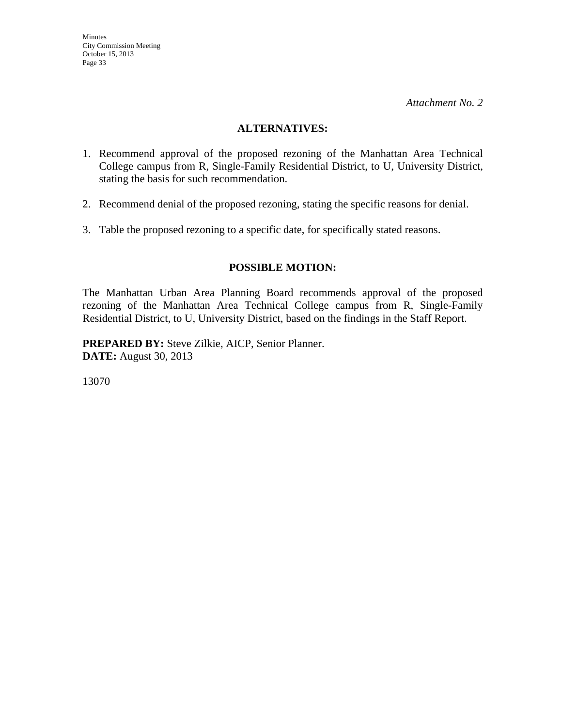*Attachment No. 2*

## ALTERNATIVES:

1. Recommend approval of the proposed rezoning of the Manhattan Area Technical College campus from R, Single-Family Residential District, to U, University District, stating the basis for such recommendation.

2. Recommend denial of the proposed rezoning, stating the specific reasons for denial.

3. Table the proposed rezoning to a specific date, for specifically stated reasons.

## POSSIBLE MOTION:

The Manhattan Urban Area Planning Board recommends approval of the proposed rezoning of the Manhattan Area Technical College campus from R, Single-Family Residential District, to U, University District, based on the findings in the Staff Report.

**PREPARED BY:** Steve Zilkie, AICP, Senior Planner.
**DATE:** August 30, 2013

13070